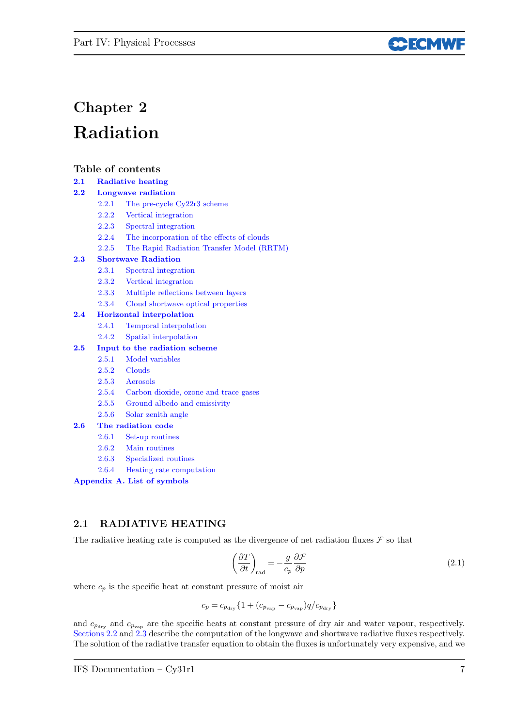# Chapter 2

# Radiation

## Table of contents

- **2.1 Radiative heating**
- **2.2 Longwave radiation**
  - 2.2.1 The pre-cycle Cy22r3 scheme
  - 2.2.2 Vertical integration
  - 2.2.3 Spectral integration
  - 2.2.4 The incorporation of the effects of clouds
  - 2.2.5 The Rapid Radiation Transfer Model (RRTM)
- **2.3 Shortwave Radiation**
  - 2.3.1 Spectral integration
  - 2.3.2 Vertical integration
  - 2.3.3 Multiple reflections between layers
  - 2.3.4 Cloud shortwave optical properties
- **2.4 Horizontal interpolation**
  - 2.4.1 Temporal interpolation
  - 2.4.2 Spatial interpolation
- **2.5 Input to the radiation scheme**
  - 2.5.1 Model variables
  - 2.5.2 Clouds
  - 2.5.3 Aerosols
  - 2.5.4 Carbon dioxide, ozone and trace gases
  - 2.5.5 Ground albedo and emissivity
  - 2.5.6 Solar zenith angle
- **2.6 The radiation code**
  - 2.6.1 Set-up routines
  - 2.6.2 Main routines
  - 2.6.3 Specialized routines
  - 2.6.4 Heating rate computation
- **Appendix A. List of symbols**

## 2.1 RADIATIVE HEATING

The radiative heating rate is computed as the divergence of net radiation fluxes $\mathcal{F}$ so that

$$\left(\frac{\partial T}{\partial t}\right)_{\text{rad}} = -\frac{g}{c_p}\frac{\partial \mathcal{F}}{\partial p} \tag{2.1}$$

where $c_p$ is the specific heat at constant pressure of moist air

$$c_p = c_{p_{\text{dry}}}\{1 + (c_{p_{\text{vap}}} - c_{p_{\text{vap}}})q/c_{p_{\text{dry}}}\}$$

and $c_{p_{\text{dry}}}$ and $c_{p_{\text{vap}}}$ are the specific heats at constant pressure of dry air and water vapour, respectively. Sections 2.2 and 2.3 describe the computation of the longwave and shortwave radiative fluxes respectively. The solution of the radiative transfer equation to obtain the fluxes is unfortunately very expensive, and we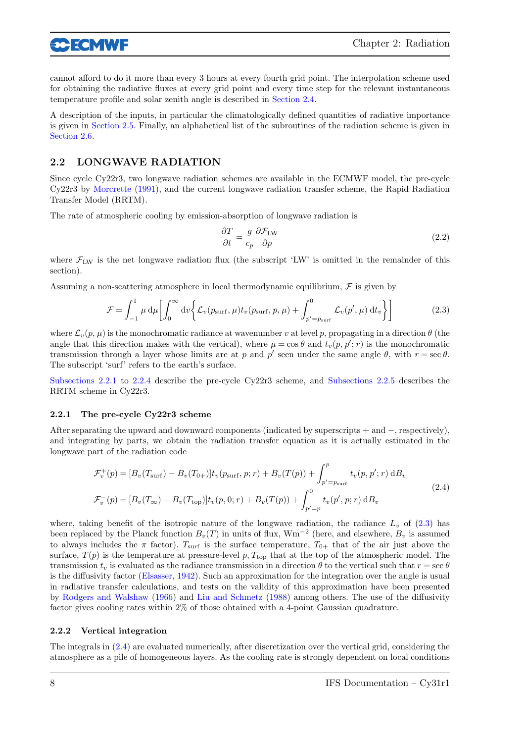cannot afford to do it more than every 3 hours at every fourth grid point. The interpolation scheme used for obtaining the radiative fluxes at every grid point and every time step for the relevant instantaneous temperature profile and solar zenith angle is described in Section 2.4.

A description of the inputs, in particular the climatologically defined quantities of radiative importance is given in Section 2.5. Finally, an alphabetical list of the subroutines of the radiation scheme is given in Section 2.6.

## 2.2 LONGWAVE RADIATION

Since cycle Cy22r3, two longwave radiation schemes are available in the ECMWF model, the pre-cycle Cy22r3 by Morcrette (1991), and the current longwave radiation transfer scheme, the Rapid Radiation Transfer Model (RRTM).

The rate of atmospheric cooling by emission-absorption of longwave radiation is

$$\frac{\partial T}{\partial t} = \frac{g}{c_p}\frac{\partial \mathcal{F}_{\mathrm{LW}}}{\partial p} \tag{2.2}$$

where $\mathcal{F}_{\mathrm{LW}}$ is the net longwave radiation flux (the subscript 'LW' is omitted in the remainder of this section).

Assuming a non-scattering atmosphere in local thermodynamic equilibrium, $\mathcal{F}$ is given by

$$\mathcal{F} = \int_{-1}^{1} \mu \,\mathrm{d}\mu \left[ \int_{0}^{\infty} \mathrm{d}v \left\{ \mathcal{L}_v(p_{\mathrm{surf}}, \mu) t_v(p_{\mathrm{surf}}, p, \mu) + \int_{p'=p_{\mathrm{surf}}}^{0} \mathcal{L}_v(p', \mu)\, \mathrm{d}t_v \right\} \right] \tag{2.3}$$

where $\mathcal{L}_v(p, \mu)$ is the monochromatic radiance at wavenumber $v$ at level $p$, propagating in a direction $\theta$ (the angle that this direction makes with the vertical), where $\mu = \cos\theta$ and $t_v(p, p'; r)$ is the monochromatic transmission through a layer whose limits are at $p$ and $p'$ seen under the same angle $\theta$, with $r = \sec\theta$. The subscript 'surf' refers to the earth's surface.

Subsections 2.2.1 to 2.2.4 describe the pre-cycle Cy22r3 scheme, and Subsections 2.2.5 describes the RRTM scheme in Cy22r3.

### 2.2.1 The pre-cycle Cy22r3 scheme

After separating the upward and downward components (indicated by superscripts + and −, respectively), and integrating by parts, we obtain the radiation transfer equation as it is actually estimated in the longwave part of the radiation code

$$\begin{aligned}
\mathcal{F}_v^{+}(p) &= [B_v(T_{\mathrm{surf}}) - B_v(T_{0+})] t_v(p_{\mathrm{surf}}, p; r) + B_v(T(p)) + \int_{p'=p_{\mathrm{surf}}}^{p} t_v(p, p'; r)\, \mathrm{d}B_v \\
\mathcal{F}_v^{-}(p) &= [B_v(T_{\infty}) - B_v(T_{\mathrm{top}})] t_v(p, 0; r) + B_v(T(p)) + \int_{p'=p}^{0} t_v(p', p; r)\, \mathrm{d}B_v
\end{aligned} \tag{2.4}$$

where, taking benefit of the isotropic nature of the longwave radiation, the radiance $L_v$ of (2.3) has been replaced by the Planck function $B_v(T)$ in units of flux, $\mathrm{Wm}^{-2}$ (here, and elsewhere, $B_v$ is assumed to always includes the $\pi$ factor). $T_{\mathrm{surf}}$ is the surface temperature, $T_{0+}$ that of the air just above the surface, $T(p)$ is the temperature at pressure-level $p$, $T_{\mathrm{top}}$ that at the top of the atmospheric model. The transmission $t_v$ is evaluated as the radiance transmission in a direction $\theta$ to the vertical such that $r = \sec\theta$ is the diffusivity factor (Elsasser, 1942). Such an approximation for the integration over the angle is usual in radiative transfer calculations, and tests on the validity of this approximation have been presented by Rodgers and Walshaw (1966) and Liu and Schmetz (1988) among others. The use of the diffusivity factor gives cooling rates within 2% of those obtained with a 4-point Gaussian quadrature.

### 2.2.2 Vertical integration

The integrals in (2.4) are evaluated numerically, after discretization over the vertical grid, considering the atmosphere as a pile of homogeneous layers. As the cooling rate is strongly dependent on local conditions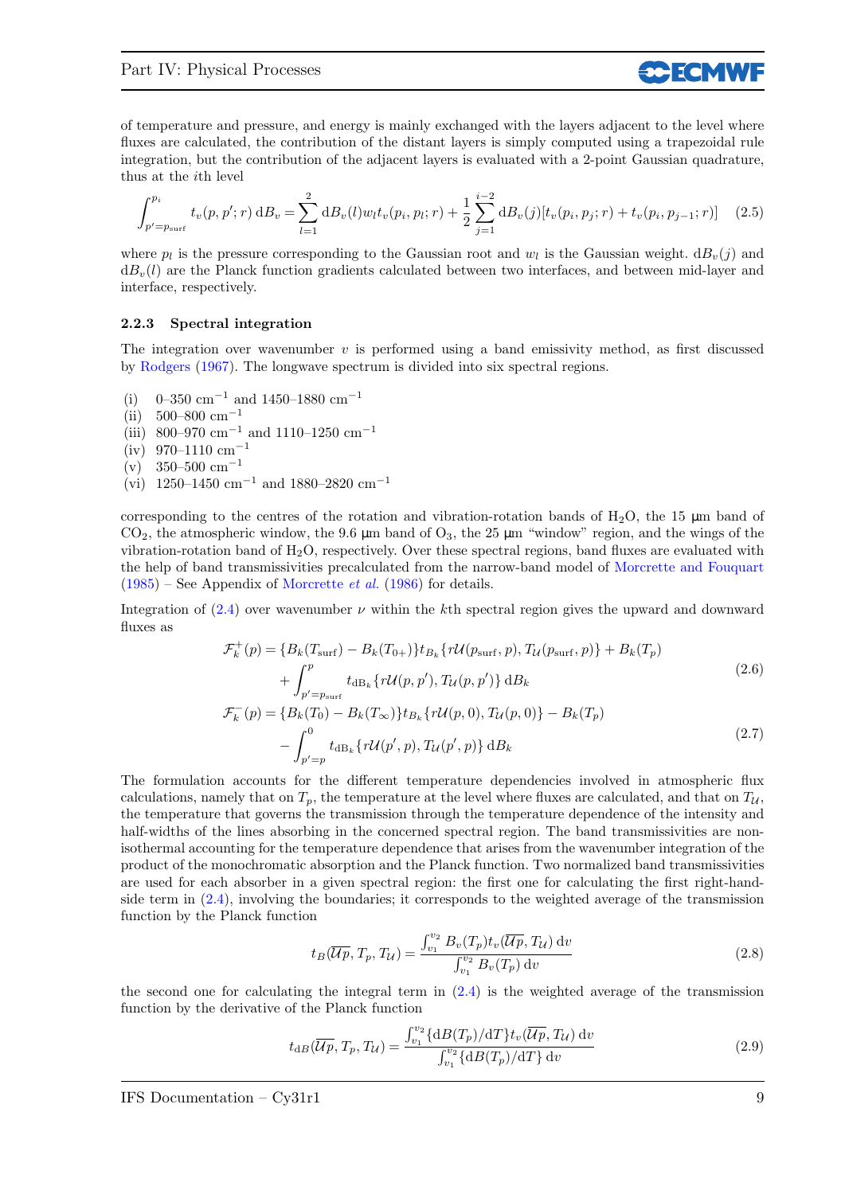of temperature and pressure, and energy is mainly exchanged with the layers adjacent to the level where fluxes are calculated, the contribution of the distant layers is simply computed using a trapezoidal rule integration, but the contribution of the adjacent layers is evaluated with a 2-point Gaussian quadrature, thus at the $i$th level

$$\int_{p'=p_{\mathrm{surf}}}^{p_i} t_v(p,p';r)\,\mathrm{d}B_v = \sum_{l=1}^{2} \mathrm{d}B_v(l) w_l t_v(p_i,p_l;r) + \frac{1}{2}\sum_{j=1}^{i-2} \mathrm{d}B_v(j)[t_v(p_i,p_j;r) + t_v(p_i,p_{j-1};r)] \tag{2.5}$$

where $p_l$ is the pressure corresponding to the Gaussian root and $w_l$ is the Gaussian weight. $\mathrm{d}B_v(j)$ and $\mathrm{d}B_v(l)$ are the Planck function gradients calculated between two interfaces, and between mid-layer and interface, respectively.

### 2.2.3 Spectral integration

The integration over wavenumber $v$ is performed using a band emissivity method, as first discussed by Rodgers (1967). The longwave spectrum is divided into six spectral regions.

(i) 0–350 $\mathrm{cm}^{-1}$ and 1450–1880 $\mathrm{cm}^{-1}$
(ii) 500–800 $\mathrm{cm}^{-1}$
(iii) 800–970 $\mathrm{cm}^{-1}$ and 1110–1250 $\mathrm{cm}^{-1}$
(iv) 970–1110 $\mathrm{cm}^{-1}$
(v) 350–500 $\mathrm{cm}^{-1}$
(vi) 1250–1450 $\mathrm{cm}^{-1}$ and 1880–2820 $\mathrm{cm}^{-1}$

corresponding to the centres of the rotation and vibration-rotation bands of $H_2O$, the 15 μm band of $CO_2$, the atmospheric window, the 9.6 μm band of $O_3$, the 25 μm "window" region, and the wings of the vibration-rotation band of $H_2O$, respectively. Over these spectral regions, band fluxes are evaluated with the help of band transmissivities precalculated from the narrow-band model of Morcrette and Fouquart (1985) – See Appendix of Morcrette *et al.* (1986) for details.

Integration of (2.4) over wavenumber $\nu$ within the $k$th spectral region gives the upward and downward fluxes as

$$\begin{aligned}
\mathcal{F}_k^+(p) = {} & \{B_k(T_{\mathrm{surf}}) - B_k(T_{0+})\} t_{B_k}\{r\mathcal{U}(p_{\mathrm{surf}},p), T_{\mathcal{U}}(p_{\mathrm{surf}},p)\} + B_k(T_p) \\
& + \int_{p'=p_{\mathrm{surf}}}^{p} t_{\mathrm{dB}_k}\{r\mathcal{U}(p,p'), T_{\mathcal{U}}(p,p')\}\,\mathrm{d}B_k
\end{aligned} \tag{2.6}$$

$$\begin{aligned}
\mathcal{F}_k^-(p) = {} & \{B_k(T_0) - B_k(T_\infty)\} t_{B_k}\{r\mathcal{U}(p,0), T_{\mathcal{U}}(p,0)\} - B_k(T_p) \\
& - \int_{p'=p}^{0} t_{\mathrm{dB}_k}\{r\mathcal{U}(p',p), T_{\mathcal{U}}(p',p)\}\,\mathrm{d}B_k
\end{aligned} \tag{2.7}$$

The formulation accounts for the different temperature dependencies involved in atmospheric flux calculations, namely that on $T_p$, the temperature at the level where fluxes are calculated, and that on $T_{\mathcal{U}}$, the temperature that governs the transmission through the temperature dependence of the intensity and half-widths of the lines absorbing in the concerned spectral region. The band transmissivities are non-isothermal accounting for the temperature dependence that arises from the wavenumber integration of the product of the monochromatic absorption and the Planck function. Two normalized band transmissivities are used for each absorber in a given spectral region: the first one for calculating the first right-hand-side term in (2.4), involving the boundaries; it corresponds to the weighted average of the transmission function by the Planck function

$$t_B(\overline{\mathcal{U}p}, T_p, T_{\mathcal{U}}) = \frac{\int_{v_1}^{v_2} B_v(T_p) t_v(\overline{\mathcal{U}p}, T_{\mathcal{U}})\,\mathrm{d}v}{\int_{v_1}^{v_2} B_v(T_p)\,\mathrm{d}v} \tag{2.8}$$

the second one for calculating the integral term in (2.4) is the weighted average of the transmission function by the derivative of the Planck function

$$t_{\mathrm{d}B}(\overline{\mathcal{U}p}, T_p, T_{\mathcal{U}}) = \frac{\int_{v_1}^{v_2} \{\mathrm{d}B(T_p)/\mathrm{d}T\} t_v(\overline{\mathcal{U}p}, T_{\mathcal{U}})\,\mathrm{d}v}{\int_{v_1}^{v_2} \{\mathrm{d}B(T_p)/\mathrm{d}T\}\,\mathrm{d}v} \tag{2.9}$$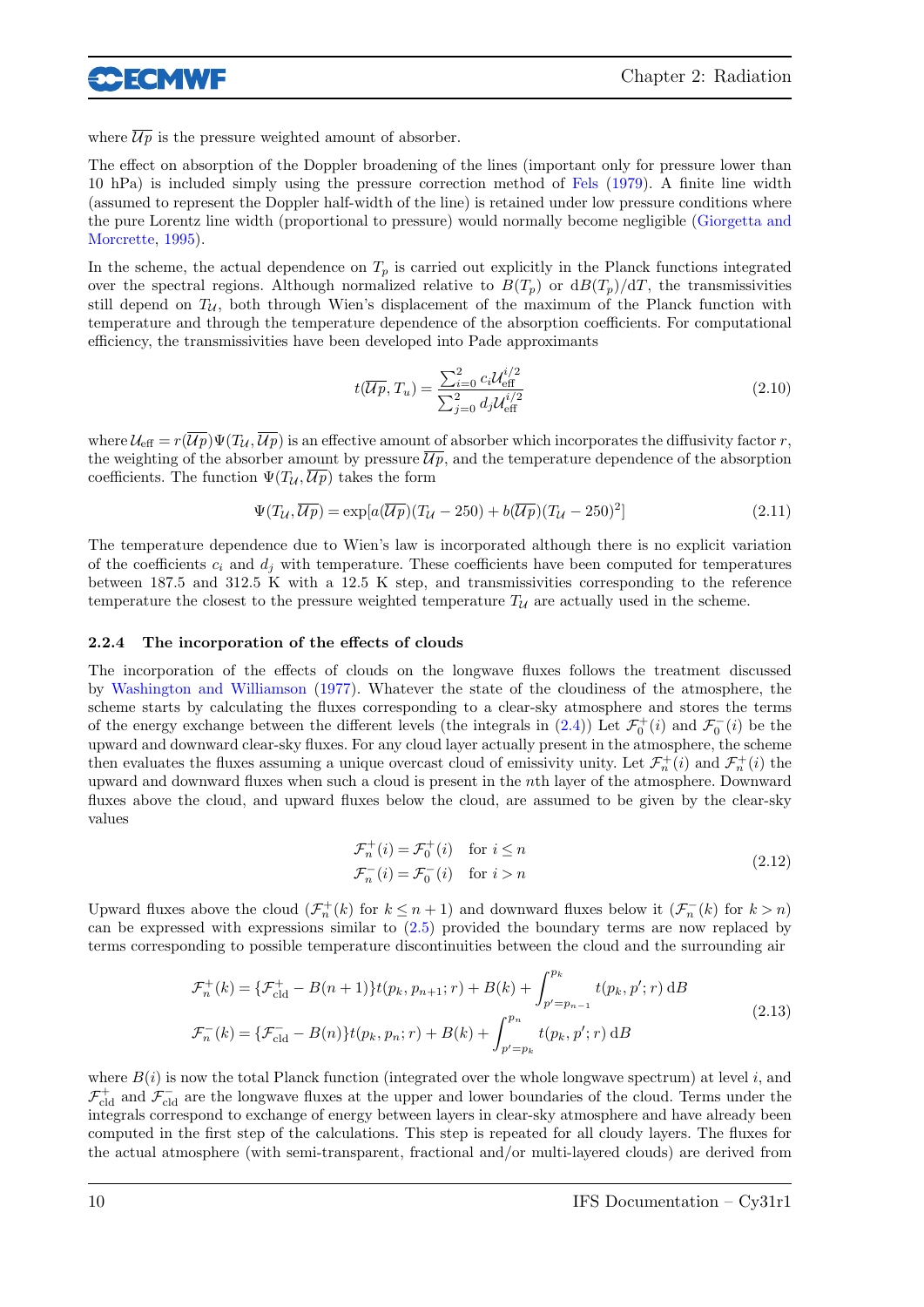where $\overline{\mathcal{U}p}$ is the pressure weighted amount of absorber.

The effect on absorption of the Doppler broadening of the lines (important only for pressure lower than 10 hPa) is included simply using the pressure correction method of Fels (1979). A finite line width (assumed to represent the Doppler half-width of the line) is retained under low pressure conditions where the pure Lorentz line width (proportional to pressure) would normally become negligible (Giorgetta and Morcrette, 1995).

In the scheme, the actual dependence on $T_p$ is carried out explicitly in the Planck functions integrated over the spectral regions. Although normalized relative to $B(T_p)$ or $\mathrm{d}B(T_p)/\mathrm{d}T$, the transmissivities still depend on $T_{\mathcal{U}}$, both through Wien's displacement of the maximum of the Planck function with temperature and through the temperature dependence of the absorption coefficients. For computational efficiency, the transmissivities have been developed into Pade approximants

$$t(\overline{\mathcal{U}p}, T_u) = \frac{\sum_{i=0}^{2} c_i \mathcal{U}_{\mathrm{eff}}^{i/2}}{\sum_{j=0}^{2} d_j \mathcal{U}_{\mathrm{eff}}^{i/2}} \tag{2.10}$$

where $\mathcal{U}_{\mathrm{eff}} = r(\overline{\mathcal{U}p})\Psi(T_{\mathcal{U}}, \overline{\mathcal{U}p})$ is an effective amount of absorber which incorporates the diffusivity factor $r$, the weighting of the absorber amount by pressure $\overline{\mathcal{U}p}$, and the temperature dependence of the absorption coefficients. The function $\Psi(T_{\mathcal{U}}, \overline{\mathcal{U}p})$ takes the form

$$\Psi(T_{\mathcal{U}}, \overline{\mathcal{U}p}) = \exp[a(\overline{\mathcal{U}p})(T_{\mathcal{U}} - 250) + b(\overline{\mathcal{U}p})(T_{\mathcal{U}} - 250)^2] \tag{2.11}$$

The temperature dependence due to Wien's law is incorporated although there is no explicit variation of the coefficients $c_i$ and $d_j$ with temperature. These coefficients have been computed for temperatures between 187.5 and 312.5 K with a 12.5 K step, and transmissivities corresponding to the reference temperature the closest to the pressure weighted temperature $T_{\mathcal{U}}$ are actually used in the scheme.

### 2.2.4 The incorporation of the effects of clouds

The incorporation of the effects of clouds on the longwave fluxes follows the treatment discussed by Washington and Williamson (1977). Whatever the state of the cloudiness of the atmosphere, the scheme starts by calculating the fluxes corresponding to a clear-sky atmosphere and stores the terms of the energy exchange between the different levels (the integrals in (2.4)) Let $\mathcal{F}_0^+(i)$ and $\mathcal{F}_0^-(i)$ be the upward and downward clear-sky fluxes. For any cloud layer actually present in the atmosphere, the scheme then evaluates the fluxes assuming a unique overcast cloud of emissivity unity. Let $\mathcal{F}_n^+(i)$ and $\mathcal{F}_n^+(i)$ the upward and downward fluxes when such a cloud is present in the $n$th layer of the atmosphere. Downward fluxes above the cloud, and upward fluxes below the cloud, are assumed to be given by the clear-sky values

$$\begin{aligned} \mathcal{F}_n^+(i) &= \mathcal{F}_0^+(i) \quad \text{for } i \leq n \\ \mathcal{F}_n^-(i) &= \mathcal{F}_0^-(i) \quad \text{for } i > n \end{aligned} \tag{2.12}$$

Upward fluxes above the cloud ($\mathcal{F}_n^+(k)$ for $k \leq n+1$) and downward fluxes below it ($\mathcal{F}_n^-(k)$ for $k > n$) can be expressed with expressions similar to (2.5) provided the boundary terms are now replaced by terms corresponding to possible temperature discontinuities between the cloud and the surrounding air

$$\begin{aligned} \mathcal{F}_n^+(k) &= \{\mathcal{F}_{\mathrm{cld}}^+ - B(n+1)\}t(p_k, p_{n+1}; r) + B(k) + \int_{p'=p_{n-1}}^{p_k} t(p_k, p'; r)\,\mathrm{d}B \\ \mathcal{F}_n^-(k) &= \{\mathcal{F}_{\mathrm{cld}}^- - B(n)\}t(p_k, p_n; r) + B(k) + \int_{p'=p_k}^{p_n} t(p_k, p'; r)\,\mathrm{d}B \end{aligned} \tag{2.13}$$

where $B(i)$ is now the total Planck function (integrated over the whole longwave spectrum) at level $i$, and $\mathcal{F}_{\mathrm{cld}}^+$ and $\mathcal{F}_{\mathrm{cld}}^-$ are the longwave fluxes at the upper and lower boundaries of the cloud. Terms under the integrals correspond to exchange of energy between layers in clear-sky atmosphere and have already been computed in the first step of the calculations. This step is repeated for all cloudy layers. The fluxes for the actual atmosphere (with semi-transparent, fractional and/or multi-layered clouds) are derived from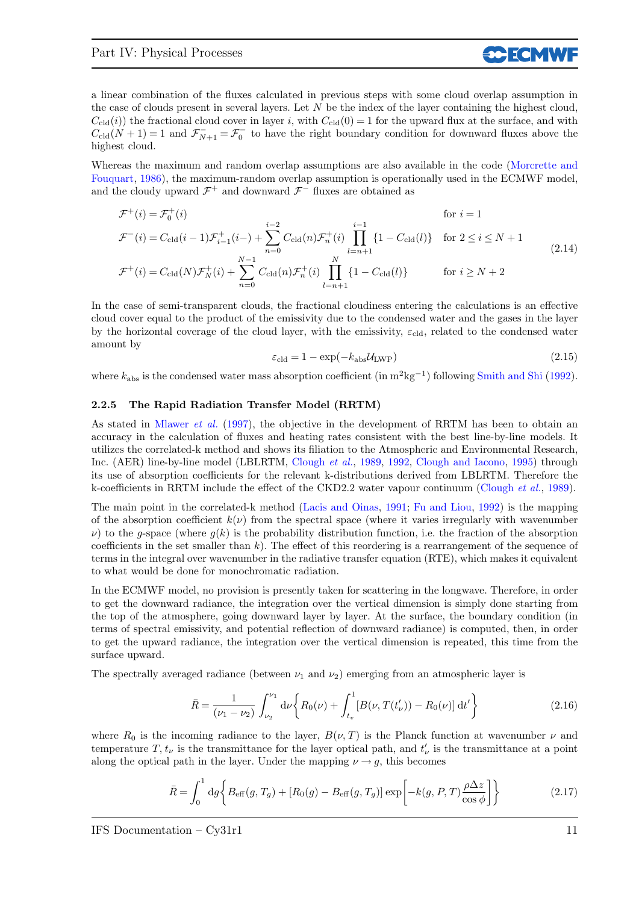a linear combination of the fluxes calculated in previous steps with some cloud overlap assumption in the case of clouds present in several layers. Let $N$ be the index of the layer containing the highest cloud, $C_{\mathrm{cld}}(i)$) the fractional cloud cover in layer $i$, with $C_{\mathrm{cld}}(0) = 1$ for the upward flux at the surface, and with $C_{\mathrm{cld}}(N+1) = 1$ and $\mathcal{F}^{-}_{N+1} = \mathcal{F}^{-}_{0}$ to have the right boundary condition for downward fluxes above the highest cloud.

Whereas the maximum and random overlap assumptions are also available in the code (Morcrette and Fouquart, 1986), the maximum-random overlap assumption is operationally used in the ECMWF model, and the cloudy upward $\mathcal{F}^{+}$ and downward $\mathcal{F}^{-}$ fluxes are obtained as

$$
\begin{aligned}
\mathcal{F}^{+}(i) &= \mathcal{F}^{+}_{0}(i) && \text{for } i = 1 \\
\mathcal{F}^{-}(i) &= C_{\mathrm{cld}}(i-1)\mathcal{F}^{+}_{i-1}(i-) + \sum_{n=0}^{i-2} C_{\mathrm{cld}}(n)\mathcal{F}^{+}_{n}(i) \prod_{l=n+1}^{i-1}\{1 - C_{\mathrm{cld}}(l)\} && \text{for } 2 \le i \le N+1 \\
\mathcal{F}^{+}(i) &= C_{\mathrm{cld}}(N)\mathcal{F}^{+}_{N}(i) + \sum_{n=0}^{N-1} C_{\mathrm{cld}}(n)\mathcal{F}^{+}_{n}(i) \prod_{l=n+1}^{N}\{1 - C_{\mathrm{cld}}(l)\} && \text{for } i \ge N+2
\end{aligned}
\tag{2.14}
$$

In the case of semi-transparent clouds, the fractional cloudiness entering the calculations is an effective cloud cover equal to the product of the emissivity due to the condensed water and the gases in the layer by the horizontal coverage of the cloud layer, with the emissivity, $\varepsilon_{\mathrm{cld}}$, related to the condensed water amount by

$$
\varepsilon_{\mathrm{cld}} = 1 - \exp(-k_{\mathrm{abs}}\mathcal{U}_{\mathrm{LWP}})
\tag{2.15}
$$

where $k_{\mathrm{abs}}$ is the condensed water mass absorption coefficient (in $\mathrm{m^2 kg^{-1}}$) following Smith and Shi (1992).

### 2.2.5 The Rapid Radiation Transfer Model (RRTM)

As stated in Mlawer *et al.* (1997), the objective in the development of RRTM has been to obtain an accuracy in the calculation of fluxes and heating rates consistent with the best line-by-line models. It utilizes the correlated-k method and shows its filiation to the Atmospheric and Environmental Research, Inc. (AER) line-by-line model (LBLRTM, Clough *et al.*, 1989, 1992, Clough and Iacono, 1995) through its use of absorption coefficients for the relevant k-distributions derived from LBLRTM. Therefore the k-coefficients in RRTM include the effect of the CKD2.2 water vapour continuum (Clough *et al.*, 1989).

The main point in the correlated-k method (Lacis and Oinas, 1991; Fu and Liou, 1992) is the mapping of the absorption coefficient $k(\nu)$ from the spectral space (where it varies irregularly with wavenumber $\nu$) to the $g$-space (where $g(k)$ is the probability distribution function, i.e. the fraction of the absorption coefficients in the set smaller than $k$). The effect of this reordering is a rearrangement of the sequence of terms in the integral over wavenumber in the radiative transfer equation (RTE), which makes it equivalent to what would be done for monochromatic radiation.

In the ECMWF model, no provision is presently taken for scattering in the longwave. Therefore, in order to get the downward radiance, the integration over the vertical dimension is simply done starting from the top of the atmosphere, going downward layer by layer. At the surface, the boundary condition (in terms of spectral emissivity, and potential reflection of downward radiance) is computed, then, in order to get the upward radiance, the integration over the vertical dimension is repeated, this time from the surface upward.

The spectrally averaged radiance (between $\nu_1$ and $\nu_2$) emerging from an atmospheric layer is

$$
\bar{R} = \frac{1}{(\nu_1 - \nu_2)} \int_{\nu_2}^{\nu_1} \mathrm{d}\nu \left\{ R_0(\nu) + \int_{t_\nu}^{1} [B(\nu, T(t'_\nu)) - R_0(\nu)]\, \mathrm{d}t' \right\}
\tag{2.16}
$$

where $R_0$ is the incoming radiance to the layer, $B(\nu, T)$ is the Planck function at wavenumber $\nu$ and temperature $T$, $t_\nu$ is the transmittance for the layer optical path, and $t'_\nu$ is the transmittance at a point along the optical path in the layer. Under the mapping $\nu \rightarrow g$, this becomes

$$
\bar{R} = \int_{0}^{1} \mathrm{d}g \left\{ B_{\mathrm{eff}}(g, T_g) + [R_0(g) - B_{\mathrm{eff}}(g, T_g)] \exp\left[ -k(g, P, T) \frac{\rho \Delta z}{\cos\phi} \right] \right\}
\tag{2.17}
$$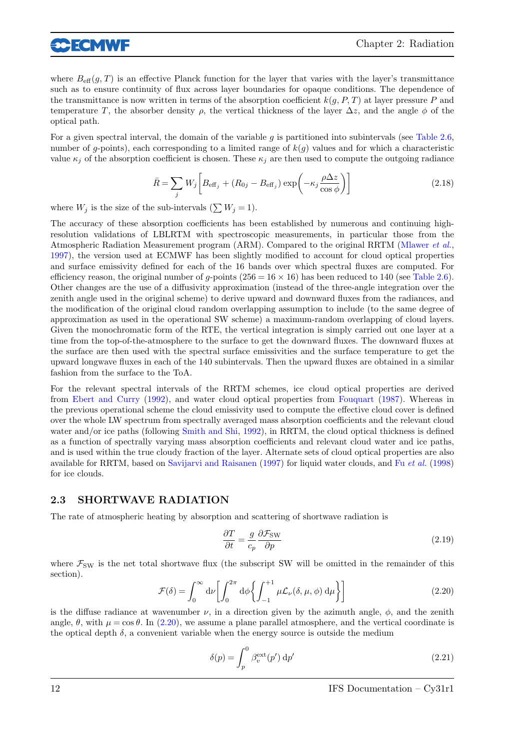where $B_{\text{eff}}(g,T)$ is an effective Planck function for the layer that varies with the layer's transmittance such as to ensure continuity of flux across layer boundaries for opaque conditions. The dependence of the transmittance is now written in terms of the absorption coefficient $k(g,P,T)$ at layer pressure $P$ and temperature $T$, the absorber density $\rho$, the vertical thickness of the layer $\Delta z$, and the angle $\phi$ of the optical path.

For a given spectral interval, the domain of the variable $g$ is partitioned into subintervals (see Table 2.6, number of $g$-points), each corresponding to a limited range of $k(g)$ values and for which a characteristic value $\kappa_j$ of the absorption coefficient is chosen. These $\kappa_j$ are then used to compute the outgoing radiance

$$\bar{R} = \sum_j W_j \left[ B_{\text{eff}_j} + (R_{0j} - B_{\text{eff}_j}) \exp\left( -\kappa_j \frac{\rho \Delta z}{\cos\phi} \right) \right] \tag{2.18}$$

where $W_j$ is the size of the sub-intervals ($\sum W_j = 1$).

The accuracy of these absorption coefficients has been established by numerous and continuing high-resolution validations of LBLRTM with spectroscopic measurements, in particular those from the Atmospheric Radiation Measurement program (ARM). Compared to the original RRTM (Mlawer *et al.*, 1997), the version used at ECMWF has been slightly modified to account for cloud optical properties and surface emissivity defined for each of the 16 bands over which spectral fluxes are computed. For efficiency reason, the original number of $g$-points ($256 = 16 \times 16$) has been reduced to 140 (see Table 2.6). Other changes are the use of a diffusivity approximation (instead of the three-angle integration over the zenith angle used in the original scheme) to derive upward and downward fluxes from the radiances, and the modification of the original cloud random overlapping assumption to include (to the same degree of approximation as used in the operational SW scheme) a maximum-random overlapping of cloud layers. Given the monochromatic form of the RTE, the vertical integration is simply carried out one layer at a time from the top-of-the-atmosphere to the surface to get the downward fluxes. The downward fluxes at the surface are then used with the spectral surface emissivities and the surface temperature to get the upward longwave fluxes in each of the 140 subintervals. Then the upward fluxes are obtained in a similar fashion from the surface to the ToA.

For the relevant spectral intervals of the RRTM schemes, ice cloud optical properties are derived from Ebert and Curry (1992), and water cloud optical properties from Fouquart (1987). Whereas in the previous operational scheme the cloud emissivity used to compute the effective cloud cover is defined over the whole LW spectrum from spectrally averaged mass absorption coefficients and the relevant cloud water and/or ice paths (following Smith and Shi, 1992), in RRTM, the cloud optical thickness is defined as a function of spectrally varying mass absorption coefficients and relevant cloud water and ice paths, and is used within the true cloudy fraction of the layer. Alternate sets of cloud optical properties are also available for RRTM, based on Savijarvi and Raisanen (1997) for liquid water clouds, and Fu *et al.* (1998) for ice clouds.

## 2.3 SHORTWAVE RADIATION

The rate of atmospheric heating by absorption and scattering of shortwave radiation is

$$\frac{\partial T}{\partial t} = \frac{g}{c_p} \frac{\partial \mathcal{F}_{\text{SW}}}{\partial p} \tag{2.19}$$

where $\mathcal{F}_{\text{SW}}$ is the net total shortwave flux (the subscript SW will be omitted in the remainder of this section).

$$\mathcal{F}(\delta) = \int_0^\infty \mathrm{d}\nu \left[ \int_0^{2\pi} \mathrm{d}\phi \left\{ \int_{-1}^{+1} \mu \mathcal{L}_\nu(\delta, \mu, \phi) \, \mathrm{d}\mu \right\} \right] \tag{2.20}$$

is the diffuse radiance at wavenumber $\nu$, in a direction given by the azimuth angle, $\phi$, and the zenith angle, $\theta$, with $\mu = \cos\theta$. In (2.20), we assume a plane parallel atmosphere, and the vertical coordinate is the optical depth $\delta$, a convenient variable when the energy source is outside the medium

$$\delta(p) = \int_p^0 \beta_\nu^{\text{ext}}(p') \, \mathrm{d}p' \tag{2.21}$$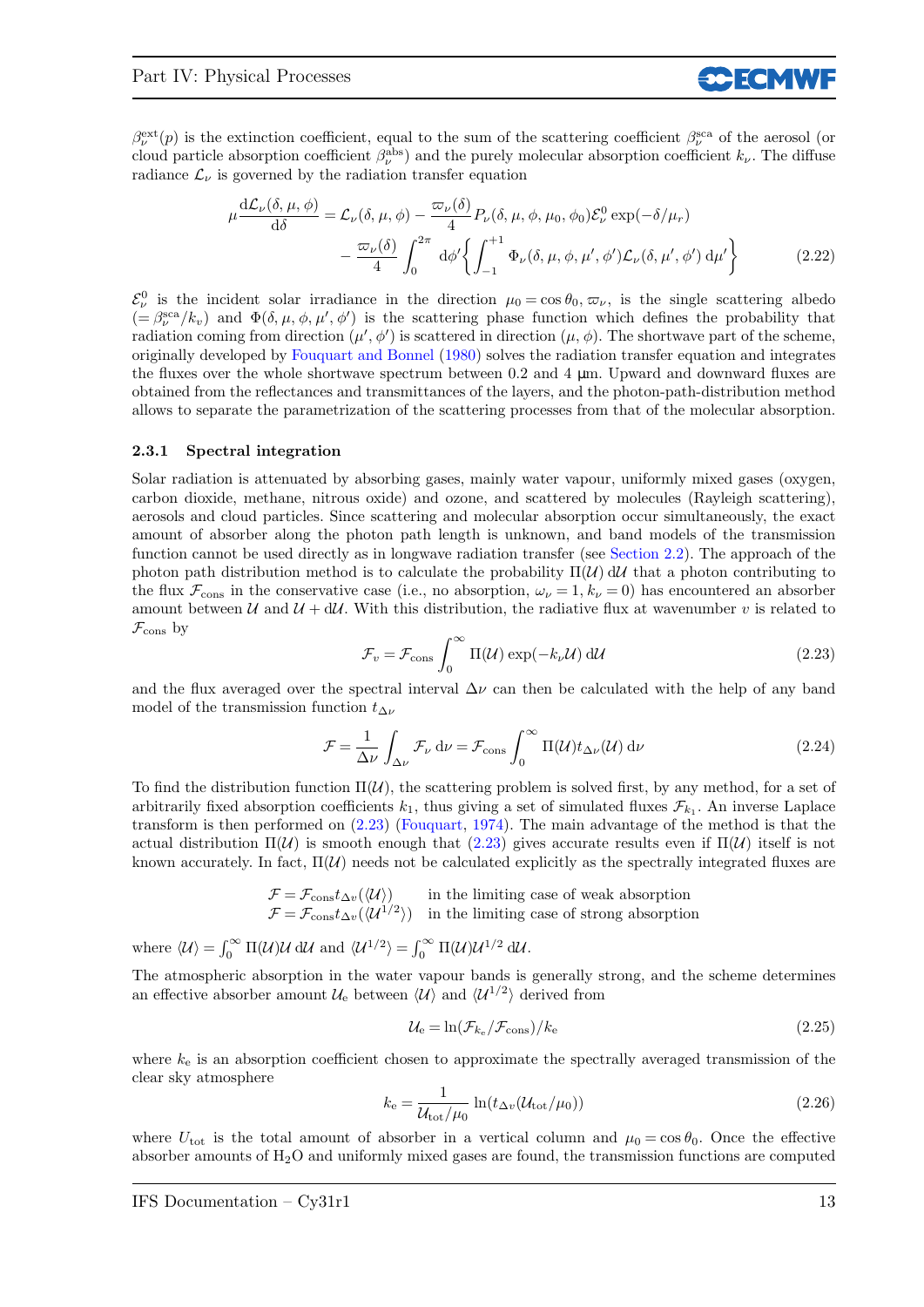$\beta_\nu^{\rm ext}(p)$ is the extinction coefficient, equal to the sum of the scattering coefficient $\beta_\nu^{\rm sca}$ of the aerosol (or cloud particle absorption coefficient $\beta_\nu^{\rm abs}$) and the purely molecular absorption coefficient $k_\nu$. The diffuse radiance $\mathcal{L}_\nu$ is governed by the radiation transfer equation

$$\mu \frac{\mathrm{d}\mathcal{L}_\nu(\delta,\mu,\phi)}{\mathrm{d}\delta} = \mathcal{L}_\nu(\delta,\mu,\phi) - \frac{\varpi_\nu(\delta)}{4} P_\nu(\delta,\mu,\phi,\mu_0,\phi_0)\mathcal{E}_\nu^0 \exp(-\delta/\mu_r) - \frac{\varpi_\nu(\delta)}{4}\int_0^{2\pi} \mathrm{d}\phi' \left\{ \int_{-1}^{+1} \Phi_\nu(\delta,\mu,\phi,\mu',\phi')\mathcal{L}_\nu(\delta,\mu',\phi')\,\mathrm{d}\mu' \right\} \tag{2.22}$$

$\mathcal{E}_\nu^0$ is the incident solar irradiance in the direction $\mu_0 = \cos\theta_0$, $\varpi_\nu$, is the single scattering albedo ($= \beta_\nu^{\rm sca}/k_v$) and $\Phi(\delta,\mu,\phi,\mu',\phi')$ is the scattering phase function which defines the probability that radiation coming from direction $(\mu',\phi')$ is scattered in direction $(\mu,\phi)$. The shortwave part of the scheme, originally developed by Fouquart and Bonnel (1980) solves the radiation transfer equation and integrates the fluxes over the whole shortwave spectrum between 0.2 and 4 μm. Upward and downward fluxes are obtained from the reflectances and transmittances of the layers, and the photon-path-distribution method allows to separate the parametrization of the scattering processes from that of the molecular absorption.

### 2.3.1 Spectral integration

Solar radiation is attenuated by absorbing gases, mainly water vapour, uniformly mixed gases (oxygen, carbon dioxide, methane, nitrous oxide) and ozone, and scattered by molecules (Rayleigh scattering), aerosols and cloud particles. Since scattering and molecular absorption occur simultaneously, the exact amount of absorber along the photon path length is unknown, and band models of the transmission function cannot be used directly as in longwave radiation transfer (see Section 2.2). The approach of the photon path distribution method is to calculate the probability $\Pi(\mathcal{U})\,\mathrm{d}\mathcal{U}$ that a photon contributing to the flux $\mathcal{F}_{\rm cons}$ in the conservative case (i.e., no absorption, $\omega_\nu = 1$, $k_\nu = 0$) has encountered an absorber amount between $\mathcal{U}$ and $\mathcal{U} + \mathrm{d}\mathcal{U}$. With this distribution, the radiative flux at wavenumber $v$ is related to $\mathcal{F}_{\rm cons}$ by

$$\mathcal{F}_v = \mathcal{F}_{\rm cons} \int_0^\infty \Pi(\mathcal{U}) \exp(-k_\nu \mathcal{U})\,\mathrm{d}\mathcal{U} \tag{2.23}$$

and the flux averaged over the spectral interval $\Delta\nu$ can then be calculated with the help of any band model of the transmission function $t_{\Delta\nu}$

$$\mathcal{F} = \frac{1}{\Delta\nu}\int_{\Delta\nu} \mathcal{F}_\nu\,\mathrm{d}\nu = \mathcal{F}_{\rm cons}\int_0^\infty \Pi(\mathcal{U}) t_{\Delta\nu}(\mathcal{U})\,\mathrm{d}\nu \tag{2.24}$$

To find the distribution function $\Pi(\mathcal{U})$, the scattering problem is solved first, by any method, for a set of arbitrarily fixed absorption coefficients $k_1$, thus giving a set of simulated fluxes $\mathcal{F}_{k_1}$. An inverse Laplace transform is then performed on (2.23) (Fouquart, 1974). The main advantage of the method is that the actual distribution $\Pi(\mathcal{U})$ is smooth enough that (2.23) gives accurate results even if $\Pi(\mathcal{U})$ itself is not known accurately. In fact, $\Pi(\mathcal{U})$ needs not be calculated explicitly as the spectrally integrated fluxes are

$\mathcal{F} = \mathcal{F}_{\rm cons} t_{\Delta v}(\langle\mathcal{U}\rangle)$ in the limiting case of weak absorption
$\mathcal{F} = \mathcal{F}_{\rm cons} t_{\Delta v}(\langle\mathcal{U}^{1/2}\rangle)$ in the limiting case of strong absorption

where $\langle\mathcal{U}\rangle = \int_0^\infty \Pi(\mathcal{U})\mathcal{U}\,\mathrm{d}\mathcal{U}$ and $\langle\mathcal{U}^{1/2}\rangle = \int_0^\infty \Pi(\mathcal{U})\mathcal{U}^{1/2}\,\mathrm{d}\mathcal{U}$.

The atmospheric absorption in the water vapour bands is generally strong, and the scheme determines an effective absorber amount $\mathcal{U}_{\rm e}$ between $\langle\mathcal{U}\rangle$ and $\langle\mathcal{U}^{1/2}\rangle$ derived from

$$\mathcal{U}_{\rm e} = \ln(\mathcal{F}_{k_{\rm e}}/\mathcal{F}_{\rm cons})/k_{\rm e} \tag{2.25}$$

where $k_{\rm e}$ is an absorption coefficient chosen to approximate the spectrally averaged transmission of the clear sky atmosphere

$$k_{\rm e} = \frac{1}{\mathcal{U}_{\rm tot}/\mu_0}\ln(t_{\Delta v}(\mathcal{U}_{\rm tot}/\mu_0)) \tag{2.26}$$

where $U_{\rm tot}$ is the total amount of absorber in a vertical column and $\mu_0 = \cos\theta_0$. Once the effective absorber amounts of $H_2O$ and uniformly mixed gases are found, the transmission functions are computed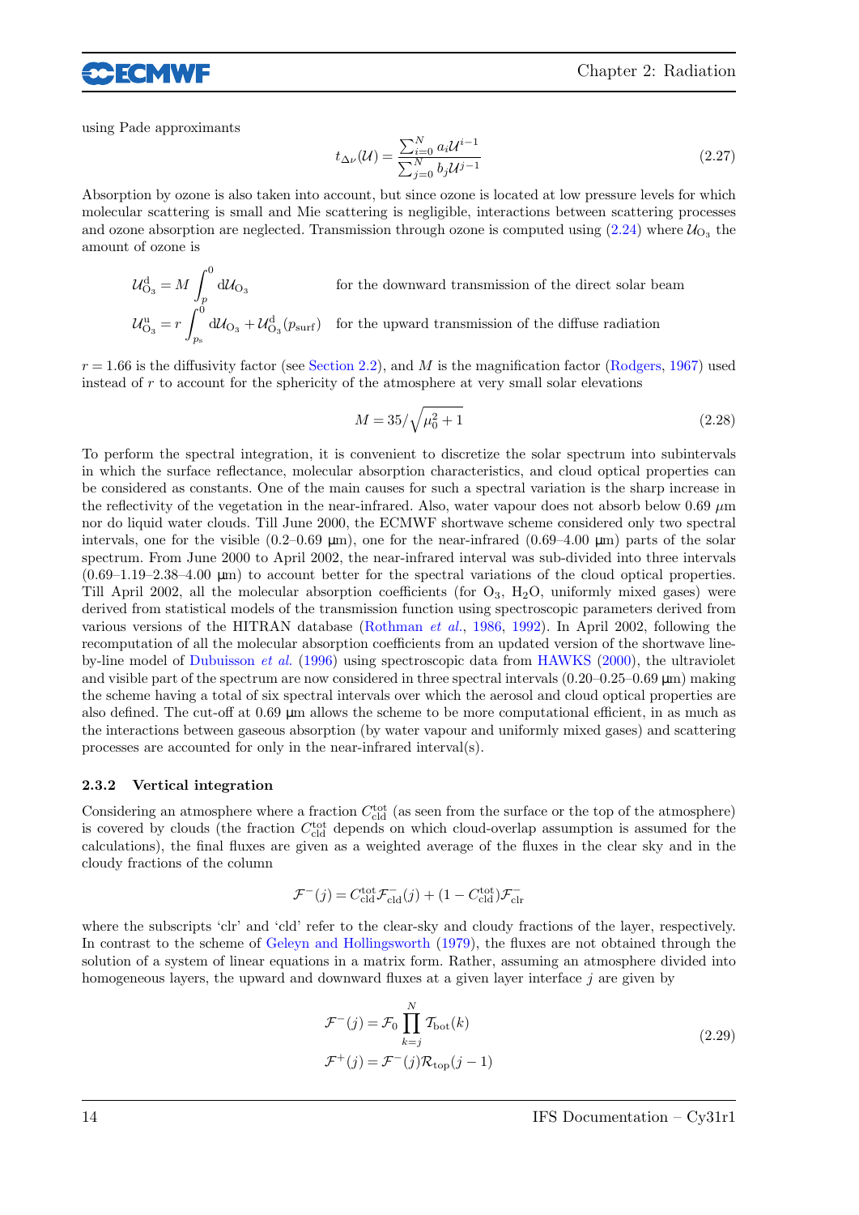using Pade approximants

$$t_{\Delta\nu}(\mathcal{U}) = \frac{\sum_{i=0}^{N} a_i \mathcal{U}^{i-1}}{\sum_{j=0}^{N} b_j \mathcal{U}^{j-1}} \tag{2.27}$$

Absorption by ozone is also taken into account, but since ozone is located at low pressure levels for which molecular scattering is small and Mie scattering is negligible, interactions between scattering processes and ozone absorption are neglected. Transmission through ozone is computed using (2.24) where $\mathcal{U}_{\mathrm{O_3}}$ the amount of ozone is

$$\mathcal{U}^{\mathrm{d}}_{\mathrm{O_3}} = M \int_p^0 \mathrm{d}\mathcal{U}_{\mathrm{O_3}} \qquad \text{for the downward transmission of the direct solar beam}$$

$$\mathcal{U}^{\mathrm{u}}_{\mathrm{O_3}} = r \int_{p_\mathrm{s}}^0 \mathrm{d}\mathcal{U}_{\mathrm{O_3}} + \mathcal{U}^{\mathrm{d}}_{\mathrm{O_3}}(p_{\mathrm{surf}}) \qquad \text{for the upward transmission of the diffuse radiation}$$

$r = 1.66$ is the diffusivity factor (see Section 2.2), and $M$ is the magnification factor (Rodgers, 1967) used instead of $r$ to account for the sphericity of the atmosphere at very small solar elevations

$$M = 35/\sqrt{\mu_0^2 + 1} \tag{2.28}$$

To perform the spectral integration, it is convenient to discretize the solar spectrum into subintervals in which the surface reflectance, molecular absorption characteristics, and cloud optical properties can be considered as constants. One of the main causes for such a spectral variation is the sharp increase in the reflectivity of the vegetation in the near-infrared. Also, water vapour does not absorb below 0.69 $\mu$m nor do liquid water clouds. Till June 2000, the ECMWF shortwave scheme considered only two spectral intervals, one for the visible (0.2–0.69 μm), one for the near-infrared (0.69–4.00 μm) parts of the solar spectrum. From June 2000 to April 2002, the near-infrared interval was sub-divided into three intervals (0.69–1.19–2.38–4.00 μm) to account better for the spectral variations of the cloud optical properties. Till April 2002, all the molecular absorption coefficients (for $\mathrm{O_3}$, $\mathrm{H_2O}$, uniformly mixed gases) were derived from statistical models of the transmission function using spectroscopic parameters derived from various versions of the HITRAN database (Rothman *et al.*, 1986, 1992). In April 2002, following the recomputation of all the molecular absorption coefficients from an updated version of the shortwave line-by-line model of Dubuisson *et al.* (1996) using spectroscopic data from HAWKS (2000), the ultraviolet and visible part of the spectrum are now considered in three spectral intervals (0.20–0.25–0.69 μm) making the scheme having a total of six spectral intervals over which the aerosol and cloud optical properties are also defined. The cut-off at 0.69 μm allows the scheme to be more computational efficient, in as much as the interactions between gaseous absorption (by water vapour and uniformly mixed gases) and scattering processes are accounted for only in the near-infrared interval(s).

### 2.3.2 Vertical integration

Considering an atmosphere where a fraction $C^{\mathrm{tot}}_{\mathrm{cld}}$ (as seen from the surface or the top of the atmosphere) is covered by clouds (the fraction $C^{\mathrm{tot}}_{\mathrm{cld}}$ depends on which cloud-overlap assumption is assumed for the calculations), the final fluxes are given as a weighted average of the fluxes in the clear sky and in the cloudy fractions of the column

$$\mathcal{F}^-(j) = C^{\mathrm{tot}}_{\mathrm{cld}} \mathcal{F}^-_{\mathrm{cld}}(j) + (1 - C^{\mathrm{tot}}_{\mathrm{cld}}) \mathcal{F}^-_{\mathrm{clr}}$$

where the subscripts 'clr' and 'cld' refer to the clear-sky and cloudy fractions of the layer, respectively. In contrast to the scheme of Geleyn and Hollingsworth (1979), the fluxes are not obtained through the solution of a system of linear equations in a matrix form. Rather, assuming an atmosphere divided into homogeneous layers, the upward and downward fluxes at a given layer interface $j$ are given by

$$\begin{aligned} \mathcal{F}^-(j) &= \mathcal{F}_0 \prod_{k=j}^{N} \mathcal{T}_{\mathrm{bot}}(k) \\ \mathcal{F}^+(j) &= \mathcal{F}^-(j) \mathcal{R}_{\mathrm{top}}(j-1) \end{aligned} \tag{2.29}$$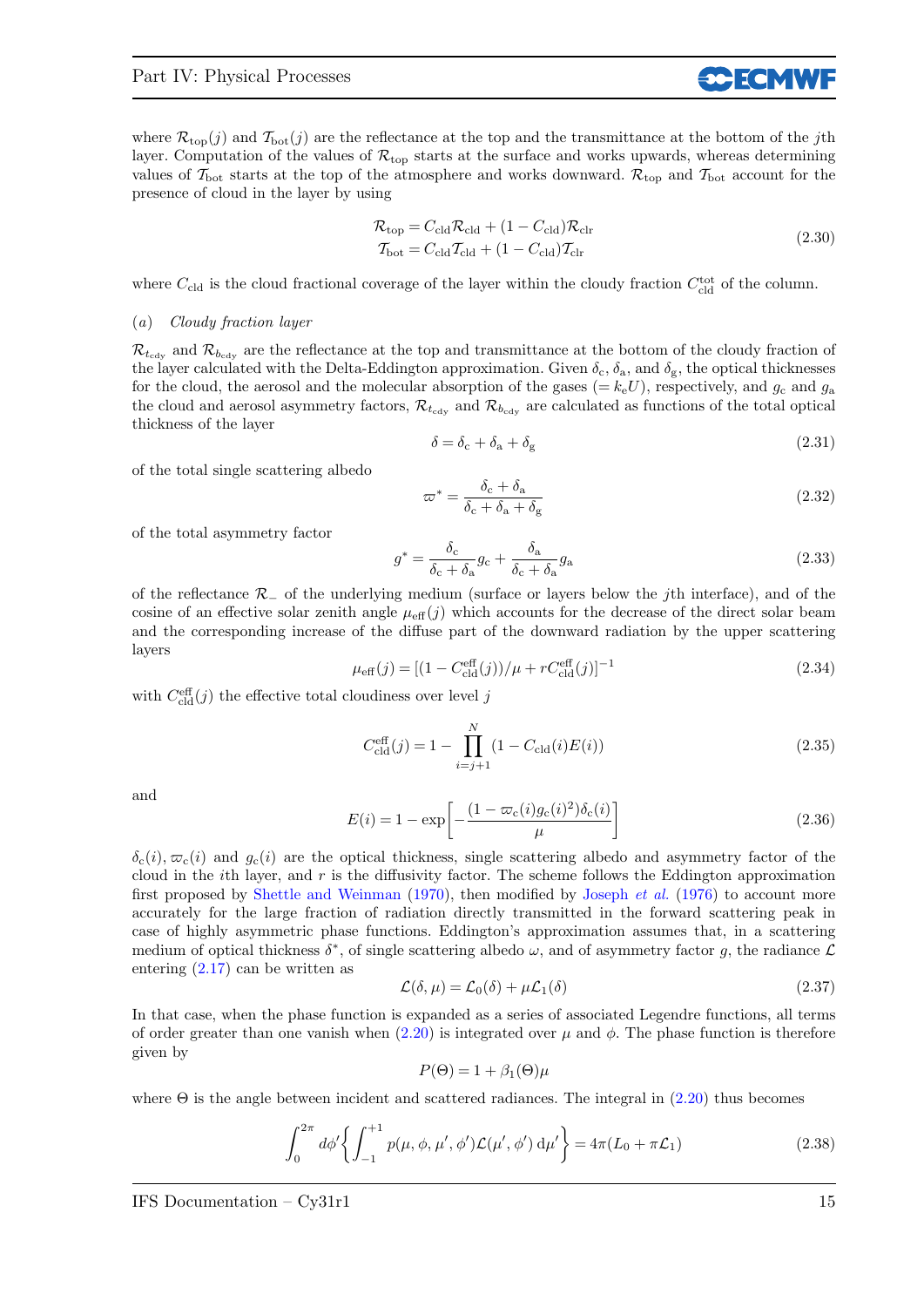where $\mathcal{R}_{\mathrm{top}}(j)$ and $\mathcal{T}_{\mathrm{bot}}(j)$ are the reflectance at the top and the transmittance at the bottom of the $j$th layer. Computation of the values of $\mathcal{R}_{\mathrm{top}}$ starts at the surface and works upwards, whereas determining values of $\mathcal{T}_{\mathrm{bot}}$ starts at the top of the atmosphere and works downward. $\mathcal{R}_{\mathrm{top}}$ and $\mathcal{T}_{\mathrm{bot}}$ account for the presence of cloud in the layer by using

$$
\begin{aligned}
\mathcal{R}_{\mathrm{top}} &= C_{\mathrm{cld}}\mathcal{R}_{\mathrm{cld}} + (1 - C_{\mathrm{cld}})\mathcal{R}_{\mathrm{clr}} \\
\mathcal{T}_{\mathrm{bot}} &= C_{\mathrm{cld}}\mathcal{T}_{\mathrm{cld}} + (1 - C_{\mathrm{cld}})\mathcal{T}_{\mathrm{clr}}
\end{aligned}
\tag{2.30}
$$

where $C_{\mathrm{cld}}$ is the cloud fractional coverage of the layer within the cloudy fraction $C_{\mathrm{cld}}^{\mathrm{tot}}$ of the column.

### (a) *Cloudy fraction layer*

$\mathcal{R}_{t_{\mathrm{cdy}}}$ and $\mathcal{R}_{b_{\mathrm{cdy}}}$ are the reflectance at the top and transmittance at the bottom of the cloudy fraction of the layer calculated with the Delta-Eddington approximation. Given $\delta_{\mathrm{c}}$, $\delta_{\mathrm{a}}$, and $\delta_{\mathrm{g}}$, the optical thicknesses for the cloud, the aerosol and the molecular absorption of the gases ($= k_{\mathrm{e}}U$), respectively, and $g_{\mathrm{c}}$ and $g_{\mathrm{a}}$ the cloud and aerosol asymmetry factors, $\mathcal{R}_{t_{\mathrm{cdy}}}$ and $\mathcal{R}_{b_{\mathrm{cdy}}}$ are calculated as functions of the total optical thickness of the layer

$$
\delta = \delta_{\mathrm{c}} + \delta_{\mathrm{a}} + \delta_{\mathrm{g}}
\tag{2.31}
$$

of the total single scattering albedo

$$
\varpi^{*} = \frac{\delta_{\mathrm{c}} + \delta_{\mathrm{a}}}{\delta_{\mathrm{c}} + \delta_{\mathrm{a}} + \delta_{\mathrm{g}}}
\tag{2.32}
$$

of the total asymmetry factor

$$
g^{*} = \frac{\delta_{\mathrm{c}}}{\delta_{\mathrm{c}} + \delta_{\mathrm{a}}} g_{\mathrm{c}} + \frac{\delta_{\mathrm{a}}}{\delta_{\mathrm{c}} + \delta_{\mathrm{a}}} g_{\mathrm{a}}
\tag{2.33}
$$

of the reflectance $\mathcal{R}_{-}$ of the underlying medium (surface or layers below the $j$th interface), and of the cosine of an effective solar zenith angle $\mu_{\mathrm{eff}}(j)$ which accounts for the decrease of the direct solar beam and the corresponding increase of the diffuse part of the downward radiation by the upper scattering layers

$$
\mu_{\mathrm{eff}}(j) = [(1 - C_{\mathrm{cld}}^{\mathrm{eff}}(j))/\mu + rC_{\mathrm{cld}}^{\mathrm{eff}}(j)]^{-1}
\tag{2.34}
$$

with $C_{\mathrm{cld}}^{\mathrm{eff}}(j)$ the effective total cloudiness over level $j$

$$
C_{\mathrm{cld}}^{\mathrm{eff}}(j) = 1 - \prod_{i=j+1}^{N} (1 - C_{\mathrm{cld}}(i)E(i))
\tag{2.35}
$$

and

$$
E(i) = 1 - \exp\left[-\frac{(1 - \varpi_{\mathrm{c}}(i)g_{\mathrm{c}}(i)^{2})\delta_{\mathrm{c}}(i)}{\mu}\right]
\tag{2.36}
$$

$\delta_{\mathrm{c}}(i)$, $\varpi_{\mathrm{c}}(i)$ and $g_{\mathrm{c}}(i)$ are the optical thickness, single scattering albedo and asymmetry factor of the cloud in the $i$th layer, and $r$ is the diffusivity factor. The scheme follows the Eddington approximation first proposed by Shettle and Weinman (1970), then modified by Joseph *et al.* (1976) to account more accurately for the large fraction of radiation directly transmitted in the forward scattering peak in case of highly asymmetric phase functions. Eddington's approximation assumes that, in a scattering medium of optical thickness $\delta^{*}$, of single scattering albedo $\omega$, and of asymmetry factor $g$, the radiance $\mathcal{L}$ entering (2.17) can be written as

$$
\mathcal{L}(\delta, \mu) = \mathcal{L}_{0}(\delta) + \mu\mathcal{L}_{1}(\delta)
\tag{2.37}
$$

In that case, when the phase function is expanded as a series of associated Legendre functions, all terms of order greater than one vanish when (2.20) is integrated over $\mu$ and $\phi$. The phase function is therefore given by

$$
P(\Theta) = 1 + \beta_{1}(\Theta)\mu
$$

where $\Theta$ is the angle between incident and scattered radiances. The integral in (2.20) thus becomes

$$
\int_{0}^{2\pi} d\phi' \left\{ \int_{-1}^{+1} p(\mu, \phi, \mu', \phi')\mathcal{L}(\mu', \phi')\,\mathrm{d}\mu' \right\} = 4\pi(L_{0} + \pi\mathcal{L}_{1})
\tag{2.38}
$$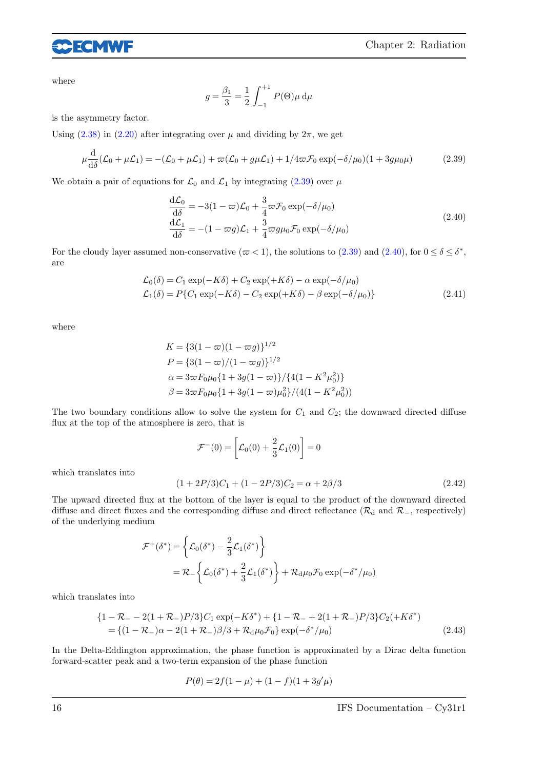where

$$g = \frac{\beta_1}{3} = \frac{1}{2}\int_{-1}^{+1} P(\Theta)\mu \, \mathrm{d}\mu$$

is the asymmetry factor.

Using (2.38) in (2.20) after integrating over $\mu$ and dividing by $2\pi$, we get

$$\mu \frac{\mathrm{d}}{\mathrm{d}\delta}(\mathcal{L}_0 + \mu\mathcal{L}_1) = -(\mathcal{L}_0 + \mu\mathcal{L}_1) + \varpi(\mathcal{L}_0 + g\mu\mathcal{L}_1) + 1/4\varpi\mathcal{F}_0 \exp(-\delta/\mu_0)(1 + 3g\mu_0\mu) \tag{2.39}$$

We obtain a pair of equations for $\mathcal{L}_0$ and $\mathcal{L}_1$ by integrating (2.39) over $\mu$

$$\begin{aligned}
\frac{\mathrm{d}\mathcal{L}_0}{\mathrm{d}\delta} &= -3(1-\varpi)\mathcal{L}_0 + \frac{3}{4}\varpi\mathcal{F}_0 \exp(-\delta/\mu_0) \\
\frac{\mathrm{d}\mathcal{L}_1}{\mathrm{d}\delta} &= -(1-\varpi g)\mathcal{L}_1 + \frac{3}{4}\varpi g\mu_0\mathcal{F}_0 \exp(-\delta/\mu_0)
\end{aligned} \tag{2.40}$$

For the cloudy layer assumed non-conservative ($\varpi < 1$), the solutions to (2.39) and (2.40), for $0 \le \delta \le \delta^*$, are

$$\begin{aligned}
\mathcal{L}_0(\delta) &= C_1 \exp(-K\delta) + C_2 \exp(+K\delta) - \alpha \exp(-\delta/\mu_0) \\
\mathcal{L}_1(\delta) &= P\{C_1 \exp(-K\delta) - C_2 \exp(+K\delta) - \beta \exp(-\delta/\mu_0)\}
\end{aligned} \tag{2.41}$$

where

$$\begin{aligned}
K &= \{3(1-\varpi)(1-\varpi g)\}^{1/2} \\
P &= \{3(1-\varpi)/(1-\varpi g)\}^{1/2} \\
\alpha &= 3\varpi F_0\mu_0\{1 + 3g(1-\varpi)\}/\{4(1-K^2\mu_0^2)\} \\
\beta &= 3\varpi F_0\mu_0\{1 + 3g(1-\varpi)\mu_0^2\}/(4(1-K^2\mu_0^2))
\end{aligned}$$

The two boundary conditions allow to solve the system for $C_1$ and $C_2$; the downward directed diffuse flux at the top of the atmosphere is zero, that is

$$\mathcal{F}^-(0) = \left[\mathcal{L}_0(0) + \frac{2}{3}\mathcal{L}_1(0)\right] = 0$$

which translates into

$$(1 + 2P/3)C_1 + (1 - 2P/3)C_2 = \alpha + 2\beta/3 \tag{2.42}$$

The upward directed flux at the bottom of the layer is equal to the product of the downward directed diffuse and direct fluxes and the corresponding diffuse and direct reflectance ($\mathcal{R}_\mathrm{d}$ and $\mathcal{R}_-$, respectively) of the underlying medium

$$\begin{aligned}
\mathcal{F}^+(\delta^*) &= \left\{\mathcal{L}_0(\delta^*) - \frac{2}{3}\mathcal{L}_1(\delta^*)\right\} \\
&= \mathcal{R}_-\left\{\mathcal{L}_0(\delta^*) + \frac{2}{3}\mathcal{L}_1(\delta^*)\right\} + \mathcal{R}_\mathrm{d}\mu_0\mathcal{F}_0 \exp(-\delta^*/\mu_0)
\end{aligned}$$

which translates into

$$\begin{aligned}
&\{1 - \mathcal{R}_- - 2(1+\mathcal{R}_-)P/3\}C_1 \exp(-K\delta^*) + \{1 - \mathcal{R}_- + 2(1+\mathcal{R}_-)P/3\}C_2(+K\delta^*) \\
&\quad = \{(1-\mathcal{R}_-)\alpha - 2(1+\mathcal{R}_-)\beta/3 + \mathcal{R}_\mathrm{d}\mu_0\mathcal{F}_0\} \exp(-\delta^*/\mu_0)
\end{aligned} \tag{2.43}$$

In the Delta-Eddington approximation, the phase function is approximated by a Dirac delta function forward-scatter peak and a two-term expansion of the phase function

$$P(\theta) = 2f(1-\mu) + (1-f)(1+3g'\mu)$$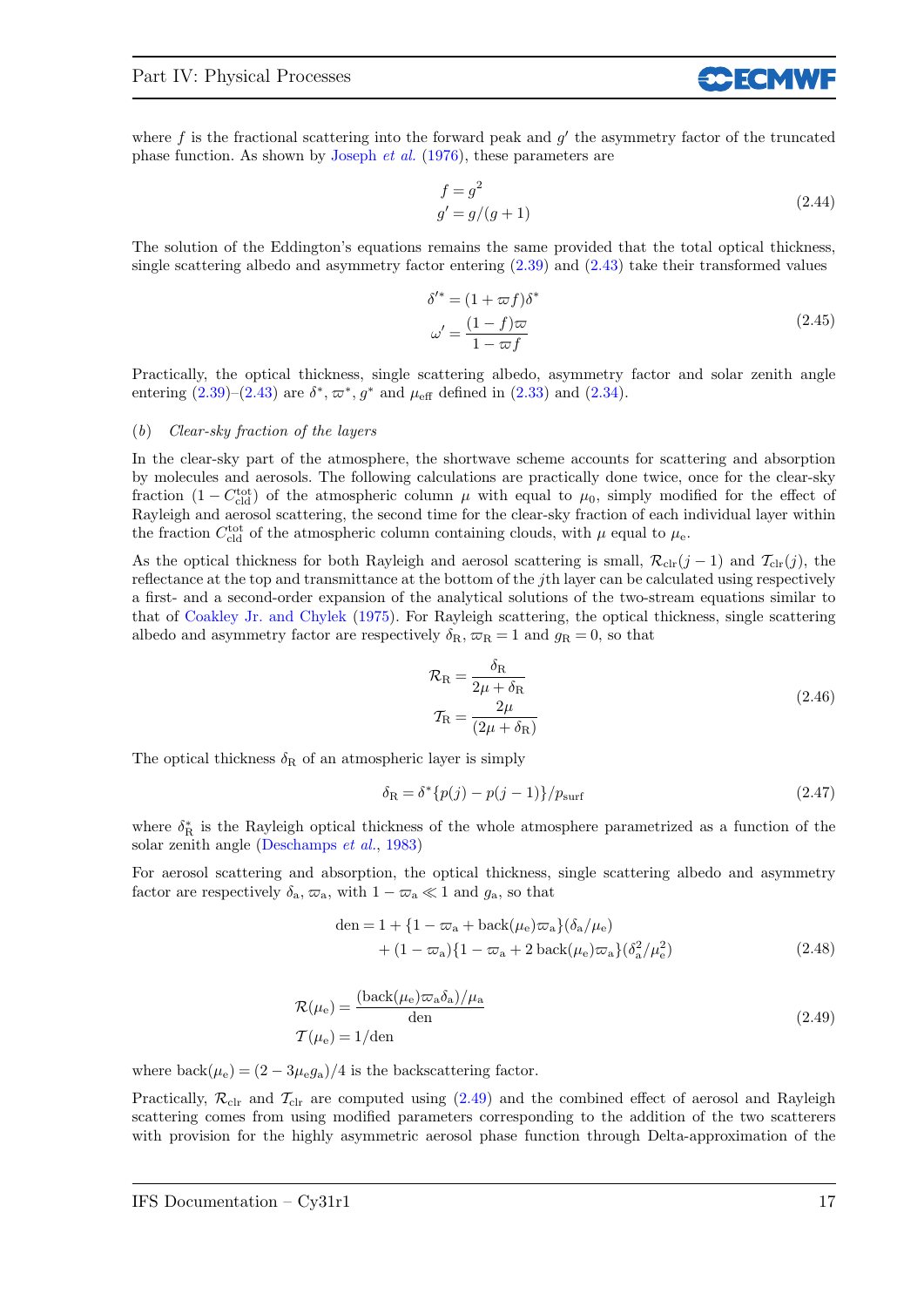where $f$ is the fractional scattering into the forward peak and $g'$ the asymmetry factor of the truncated phase function. As shown by Joseph *et al.* (1976), these parameters are

$$
\begin{aligned}
f &= g^2 \\
g' &= g/(g+1)
\end{aligned}
\tag{2.44}
$$

The solution of the Eddington's equations remains the same provided that the total optical thickness, single scattering albedo and asymmetry factor entering (2.39) and (2.43) take their transformed values

$$
\begin{aligned}
\delta'^{*} &= (1 + \varpi f)\delta^{*} \\
\omega' &= \frac{(1-f)\varpi}{1-\varpi f}
\end{aligned}
\tag{2.45}
$$

Practically, the optical thickness, single scattering albedo, asymmetry factor and solar zenith angle entering (2.39)–(2.43) are $\delta^{*}$, $\varpi^{*}$, $g^{*}$ and $\mu_{\mathrm{eff}}$ defined in (2.33) and (2.34).

#### (*b*) *Clear-sky fraction of the layers*

In the clear-sky part of the atmosphere, the shortwave scheme accounts for scattering and absorption by molecules and aerosols. The following calculations are practically done twice, once for the clear-sky fraction $(1 - C_{\mathrm{cld}}^{\mathrm{tot}})$ of the atmospheric column $\mu$ with equal to $\mu_0$, simply modified for the effect of Rayleigh and aerosol scattering, the second time for the clear-sky fraction of each individual layer within the fraction $C_{\mathrm{cld}}^{\mathrm{tot}}$ of the atmospheric column containing clouds, with $\mu$ equal to $\mu_{\mathrm{e}}$.

As the optical thickness for both Rayleigh and aerosol scattering is small, $\mathcal{R}_{\mathrm{clr}}(j-1)$ and $\mathcal{T}_{\mathrm{clr}}(j)$, the reflectance at the top and transmittance at the bottom of the $j$th layer can be calculated using respectively a first- and a second-order expansion of the analytical solutions of the two-stream equations similar to that of Coakley Jr. and Chylek (1975). For Rayleigh scattering, the optical thickness, single scattering albedo and asymmetry factor are respectively $\delta_{\mathrm{R}}$, $\varpi_{\mathrm{R}} = 1$ and $g_{\mathrm{R}} = 0$, so that

$$
\begin{aligned}
\mathcal{R}_{\mathrm{R}} &= \frac{\delta_{\mathrm{R}}}{2\mu + \delta_{\mathrm{R}}} \\
\mathcal{T}_{\mathrm{R}} &= \frac{2\mu}{(2\mu + \delta_{\mathrm{R}})}
\end{aligned}
\tag{2.46}
$$

The optical thickness $\delta_{\mathrm{R}}$ of an atmospheric layer is simply

$$
\delta_{\mathrm{R}} = \delta^{*}\{p(j) - p(j-1)\}/p_{\mathrm{surf}}
\tag{2.47}
$$

where $\delta_{\mathrm{R}}^{*}$ is the Rayleigh optical thickness of the whole atmosphere parametrized as a function of the solar zenith angle (Deschamps *et al.*, 1983)

For aerosol scattering and absorption, the optical thickness, single scattering albedo and asymmetry factor are respectively $\delta_{\mathrm{a}}$, $\varpi_{\mathrm{a}}$, with $1 - \varpi_{\mathrm{a}} \ll 1$ and $g_{\mathrm{a}}$, so that

$$
\begin{aligned}
\mathrm{den} = 1 &+ \{1 - \varpi_{\mathrm{a}} + \mathrm{back}(\mu_{\mathrm{e}})\varpi_{\mathrm{a}}\}(\delta_{\mathrm{a}}/\mu_{\mathrm{e}}) \\
&+ (1 - \varpi_{\mathrm{a}})\{1 - \varpi_{\mathrm{a}} + 2\,\mathrm{back}(\mu_{\mathrm{e}})\varpi_{\mathrm{a}}\}(\delta_{\mathrm{a}}^2/\mu_{\mathrm{e}}^2)
\end{aligned}
\tag{2.48}
$$

$$
\begin{aligned}
\mathcal{R}(\mu_{\mathrm{e}}) &= \frac{(\mathrm{back}(\mu_{\mathrm{e}})\varpi_{\mathrm{a}}\delta_{\mathrm{a}})/\mu_{\mathrm{a}}}{\mathrm{den}} \\
\mathcal{T}(\mu_{\mathrm{e}}) &= 1/\mathrm{den}
\end{aligned}
\tag{2.49}
$$

where $\mathrm{back}(\mu_{\mathrm{e}}) = (2 - 3\mu_{\mathrm{e}}g_{\mathrm{a}})/4$ is the backscattering factor.

Practically, $\mathcal{R}_{\mathrm{clr}}$ and $\mathcal{T}_{\mathrm{clr}}$ are computed using (2.49) and the combined effect of aerosol and Rayleigh scattering comes from using modified parameters corresponding to the addition of the two scatterers with provision for the highly asymmetric aerosol phase function through Delta-approximation of the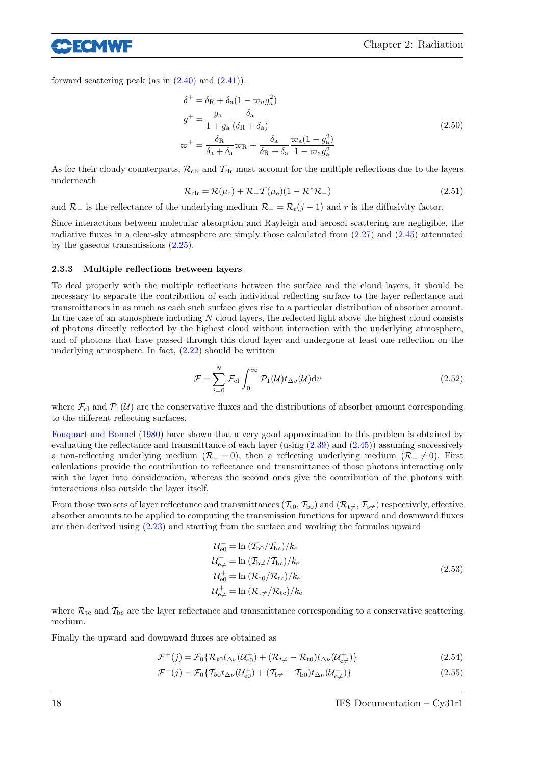forward scattering peak (as in (2.40) and (2.41)).

$$
\begin{aligned}
\delta^+ &= \delta_{\mathrm{R}} + \delta_{\mathrm{a}}(1 - \varpi_a g_a^2) \\
g^+ &= \frac{g_{\mathrm{a}}}{1 + g_{\mathrm{a}}} \frac{\delta_{\mathrm{a}}}{(\delta_{\mathrm{R}} + \delta_{\mathrm{a}})} \\
\varpi^+ &= \frac{\delta_{\mathrm{R}}}{\delta_{\mathrm{a}} + \delta_{\mathrm{a}}} \varpi_{\mathrm{R}} + \frac{\delta_{\mathrm{a}}}{\delta_{\mathrm{R}} + \delta_{\mathrm{a}}} \frac{\varpi_{\mathrm{a}}(1 - g_{\mathrm{a}}^2)}{1 - \varpi_{\mathrm{a}} g_{\mathrm{a}}^2}
\end{aligned}
\tag{2.50}
$$

As for their cloudy counterparts, $\mathcal{R}_{\mathrm{clr}}$ and $\mathcal{T}_{\mathrm{clr}}$ must account for the multiple reflections due to the layers underneath

$$
\mathcal{R}_{\mathrm{clr}} = \mathcal{R}(\mu_{\mathrm{e}}) + \mathcal{R}_{-}\mathcal{T}(\mu_{\mathrm{e}})(1 - \mathcal{R}^{*}\mathcal{R}_{-})
\tag{2.51}
$$

and $\mathcal{R}_{-}$ is the reflectance of the underlying medium $\mathcal{R}_{-} = \mathcal{R}_t(j-1)$ and $r$ is the diffusivity factor.

Since interactions between molecular absorption and Rayleigh and aerosol scattering are negligible, the radiative fluxes in a clear-sky atmosphere are simply those calculated from (2.27) and (2.45) attenuated by the gaseous transmissions (2.25).

### 2.3.3 Multiple reflections between layers

To deal properly with the multiple reflections between the surface and the cloud layers, it should be necessary to separate the contribution of each individual reflecting surface to the layer reflectance and transmittances in as much as each such surface gives rise to a particular distribution of absorber amount. In the case of an atmosphere including $N$ cloud layers, the reflected light above the highest cloud consists of photons directly reflected by the highest cloud without interaction with the underlying atmosphere, and of photons that have passed through this cloud layer and undergone at least one reflection on the underlying atmosphere. In fact, (2.22) should be written

$$
\mathcal{F} = \sum_{i=0}^{N} \mathcal{F}_{\mathrm{cl}} \int_0^{\infty} \mathcal{P}_1(\mathcal{U}) t_{\Delta v}(\mathcal{U}) \mathrm{d}v
\tag{2.52}
$$

where $\mathcal{F}_{\mathrm{cl}}$ and $\mathcal{P}_1(\mathcal{U})$ are the conservative fluxes and the distributions of absorber amount corresponding to the different reflecting surfaces.

Fouquart and Bonnel (1980) have shown that a very good approximation to this problem is obtained by evaluating the reflectance and transmittance of each layer (using (2.39) and (2.45)) assuming successively a non-reflecting underlying medium ($\mathcal{R}_{-} = 0$), then a reflecting underlying medium ($\mathcal{R}_{-} \neq 0$). First calculations provide the contribution to reflectance and transmittance of those photons interacting only with the layer into consideration, whereas the second ones give the contribution of the photons with interactions also outside the layer itself.

From those two sets of layer reflectance and transmittances ($\mathcal{T}_{\mathrm{t0}}$, $\mathcal{T}_{\mathrm{b0}}$) and ($\mathcal{R}_{\mathrm{t}\neq}$, $\mathcal{T}_{\mathrm{b}\neq}$) respectively, effective absorber amounts to be applied to computing the transmission functions for upward and downward fluxes are then derived using (2.23) and starting from the surface and working the formulas upward

$$
\begin{aligned}
\mathcal{U}_{\mathrm{e0}}^{-} &= \ln\left(\mathcal{T}_{\mathrm{b0}}/\mathcal{T}_{\mathrm{bc}}\right)/k_{\mathrm{e}} \\
\mathcal{U}_{\mathrm{e}\neq}^{-} &= \ln\left(\mathcal{T}_{\mathrm{b}\neq}/\mathcal{T}_{\mathrm{bc}}\right)/k_{\mathrm{e}} \\
\mathcal{U}_{\mathrm{e0}}^{+} &= \ln\left(\mathcal{R}_{\mathrm{t0}}/\mathcal{R}_{\mathrm{tc}}\right)/k_{\mathrm{e}} \\
\mathcal{U}_{\mathrm{e}\neq}^{+} &= \ln\left(\mathcal{R}_{\mathrm{t}\neq}/\mathcal{R}_{\mathrm{tc}}\right)/k_{\mathrm{e}}
\end{aligned}
\tag{2.53}
$$

where $\mathcal{R}_{\mathrm{tc}}$ and $\mathcal{T}_{\mathrm{bc}}$ are the layer reflectance and transmittance corresponding to a conservative scattering medium.

Finally the upward and downward fluxes are obtained as

$$
\mathcal{F}^{+}(j) = \mathcal{F}_0\{\mathcal{R}_{t0} t_{\Delta\nu}(\mathcal{U}_{\mathrm{e0}}^{+}) + (\mathcal{R}_{t\neq} - \mathcal{R}_{\mathrm{t0}}) t_{\Delta\nu}(\mathcal{U}_{\mathrm{e}\neq}^{+})\}
\tag{2.54}
$$

$$
\mathcal{F}^{-}(j) = \mathcal{F}_0\{\mathcal{T}_{b0} t_{\Delta\nu}(\mathcal{U}_{\mathrm{e0}}^{+}) + (\mathcal{T}_{b\neq} - \mathcal{T}_{\mathrm{b0}}) t_{\Delta\nu}(\mathcal{U}_{\mathrm{e}\neq}^{-})\}
\tag{2.55}
$$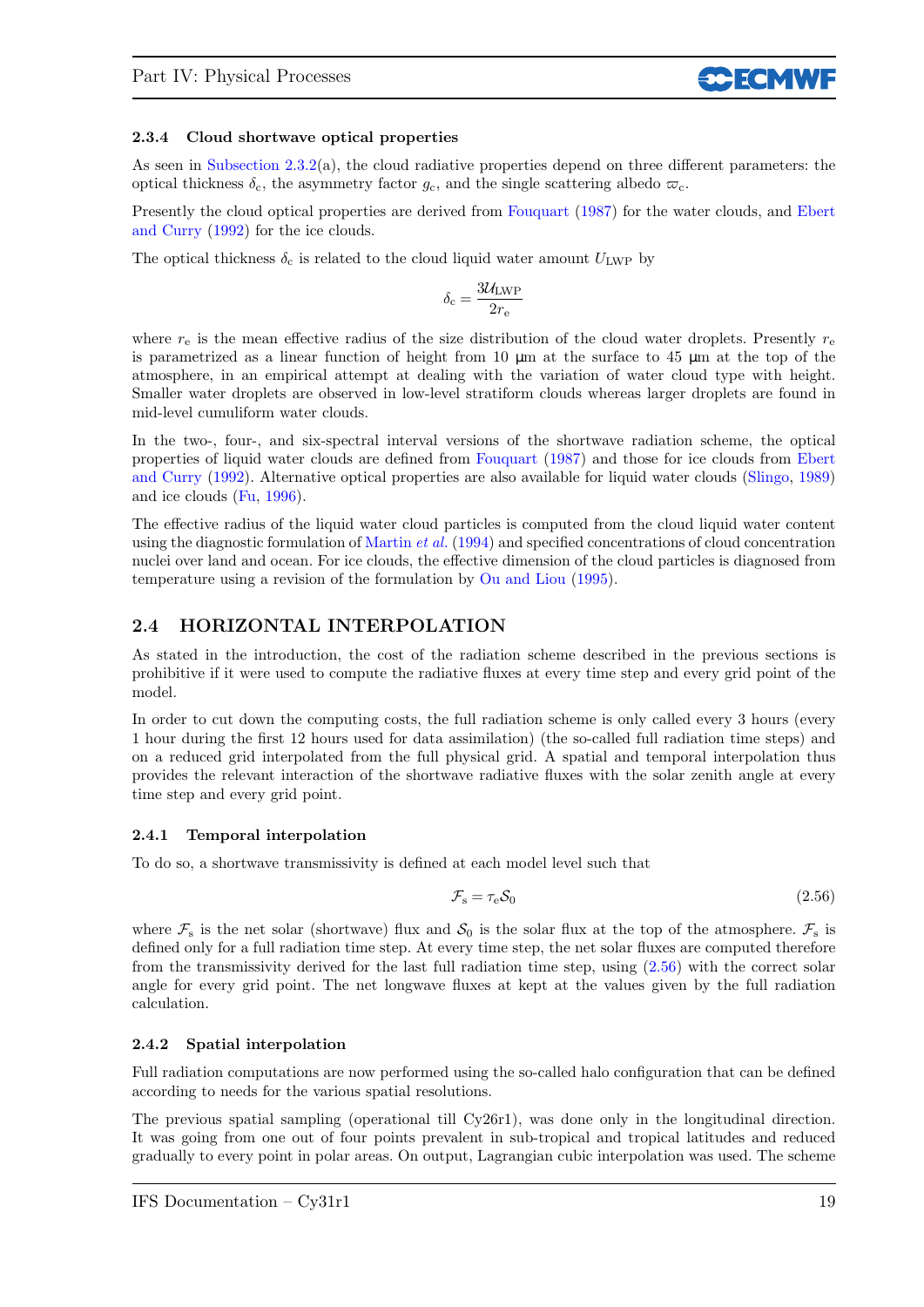### 2.3.4 Cloud shortwave optical properties

As seen in Subsection 2.3.2(a), the cloud radiative properties depend on three different parameters: the optical thickness $\delta_c$, the asymmetry factor $g_c$, and the single scattering albedo $\varpi_c$.

Presently the cloud optical properties are derived from Fouquart (1987) for the water clouds, and Ebert and Curry (1992) for the ice clouds.

The optical thickness $\delta_c$ is related to the cloud liquid water amount $U_{\mathrm{LWP}}$ by

$$\delta_c = \frac{3\mathcal{U}_{\mathrm{LWP}}}{2r_e}$$

where $r_e$ is the mean effective radius of the size distribution of the cloud water droplets. Presently $r_e$ is parametrized as a linear function of height from 10 μm at the surface to 45 μm at the top of the atmosphere, in an empirical attempt at dealing with the variation of water cloud type with height. Smaller water droplets are observed in low-level stratiform clouds whereas larger droplets are found in mid-level cumuliform water clouds.

In the two-, four-, and six-spectral interval versions of the shortwave radiation scheme, the optical properties of liquid water clouds are defined from Fouquart (1987) and those for ice clouds from Ebert and Curry (1992). Alternative optical properties are also available for liquid water clouds (Slingo, 1989) and ice clouds (Fu, 1996).

The effective radius of the liquid water cloud particles is computed from the cloud liquid water content using the diagnostic formulation of Martin *et al.* (1994) and specified concentrations of cloud concentration nuclei over land and ocean. For ice clouds, the effective dimension of the cloud particles is diagnosed from temperature using a revision of the formulation by Ou and Liou (1995).

## 2.4 HORIZONTAL INTERPOLATION

As stated in the introduction, the cost of the radiation scheme described in the previous sections is prohibitive if it were used to compute the radiative fluxes at every time step and every grid point of the model.

In order to cut down the computing costs, the full radiation scheme is only called every 3 hours (every 1 hour during the first 12 hours used for data assimilation) (the so-called full radiation time steps) and on a reduced grid interpolated from the full physical grid. A spatial and temporal interpolation thus provides the relevant interaction of the shortwave radiative fluxes with the solar zenith angle at every time step and every grid point.

### 2.4.1 Temporal interpolation

To do so, a shortwave transmissivity is defined at each model level such that

$$\mathcal{F}_s = \tau_e \mathcal{S}_0 \tag{2.56}$$

where $\mathcal{F}_s$ is the net solar (shortwave) flux and $\mathcal{S}_0$ is the solar flux at the top of the atmosphere. $\mathcal{F}_s$ is defined only for a full radiation time step. At every time step, the net solar fluxes are computed therefore from the transmissivity derived for the last full radiation time step, using (2.56) with the correct solar angle for every grid point. The net longwave fluxes at kept at the values given by the full radiation calculation.

### 2.4.2 Spatial interpolation

Full radiation computations are now performed using the so-called halo configuration that can be defined according to needs for the various spatial resolutions.

The previous spatial sampling (operational till Cy26r1), was done only in the longitudinal direction. It was going from one out of four points prevalent in sub-tropical and tropical latitudes and reduced gradually to every point in polar areas. On output, Lagrangian cubic interpolation was used. The scheme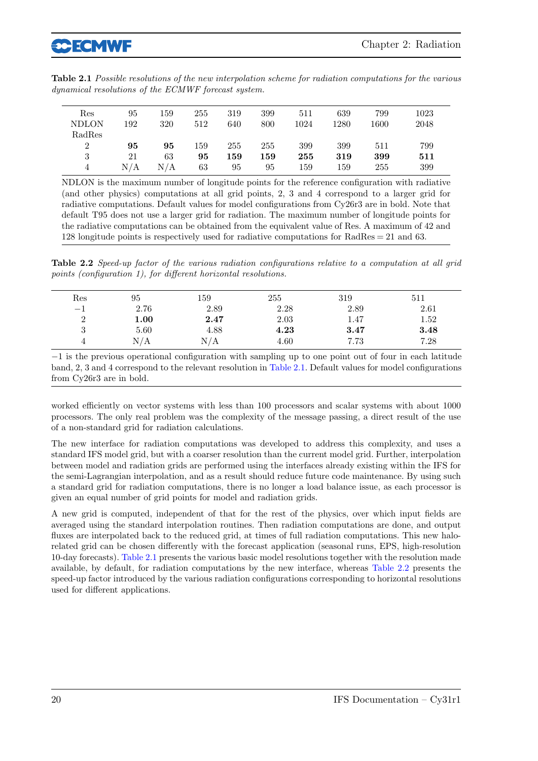**Table 2.1** *Possible resolutions of the new interpolation scheme for radiation computations for the various dynamical resolutions of the ECMWF forecast system.*

| Res | 95 | 159 | 255 | 319 | 399 | 511 | 639 | 799 | 1023 |
|---|---|---|---|---|---|---|---|---|---|
| NDLON | 192 | 320 | 512 | 640 | 800 | 1024 | 1280 | 1600 | 2048 |
| RadRes | | | | | | | | | |
| 2 | **95** | **95** | 159 | 255 | 255 | 399 | 399 | 511 | 799 |
| 3 | 21 | 63 | **95** | **159** | **159** | **255** | **319** | **399** | **511** |
| 4 | N/A | N/A | 63 | 95 | 95 | 159 | 159 | 255 | 399 |

NDLON is the maximum number of longitude points for the reference configuration with radiative (and other physics) computations at all grid points, 2, 3 and 4 correspond to a larger grid for radiative computations. Default values for model configurations from Cy26r3 are in bold. Note that default T95 does not use a larger grid for radiation. The maximum number of longitude points for the radiative computations can be obtained from the equivalent value of Res. A maximum of 42 and 128 longitude points is respectively used for radiative computations for RadRes = 21 and 63.

**Table 2.2** *Speed-up factor of the various radiation configurations relative to a computation at all grid points (configuration 1), for different horizontal resolutions.*

| Res | 95 | 159 | 255 | 319 | 511 |
|---|---|---|---|---|---|
| −1 | 2.76 | 2.89 | 2.28 | 2.89 | 2.61 |
| 2 | **1.00** | **2.47** | 2.03 | 1.47 | 1.52 |
| 3 | 5.60 | 4.88 | **4.23** | **3.47** | **3.48** |
| 4 | N/A | N/A | 4.60 | 7.73 | 7.28 |

−1 is the previous operational configuration with sampling up to one point out of four in each latitude band, 2, 3 and 4 correspond to the relevant resolution in Table 2.1. Default values for model configurations from Cy26r3 are in bold.

worked efficiently on vector systems with less than 100 processors and scalar systems with about 1000 processors. The only real problem was the complexity of the message passing, a direct result of the use of a non-standard grid for radiation calculations.

The new interface for radiation computations was developed to address this complexity, and uses a standard IFS model grid, but with a coarser resolution than the current model grid. Further, interpolation between model and radiation grids are performed using the interfaces already existing within the IFS for the semi-Lagrangian interpolation, and as a result should reduce future code maintenance. By using such a standard grid for radiation computations, there is no longer a load balance issue, as each processor is given an equal number of grid points for model and radiation grids.

A new grid is computed, independent of that for the rest of the physics, over which input fields are averaged using the standard interpolation routines. Then radiation computations are done, and output fluxes are interpolated back to the reduced grid, at times of full radiation computations. This new halo-related grid can be chosen differently with the forecast application (seasonal runs, EPS, high-resolution 10-day forecasts). Table 2.1 presents the various basic model resolutions together with the resolution made available, by default, for radiation computations by the new interface, whereas Table 2.2 presents the speed-up factor introduced by the various radiation configurations corresponding to horizontal resolutions used for different applications.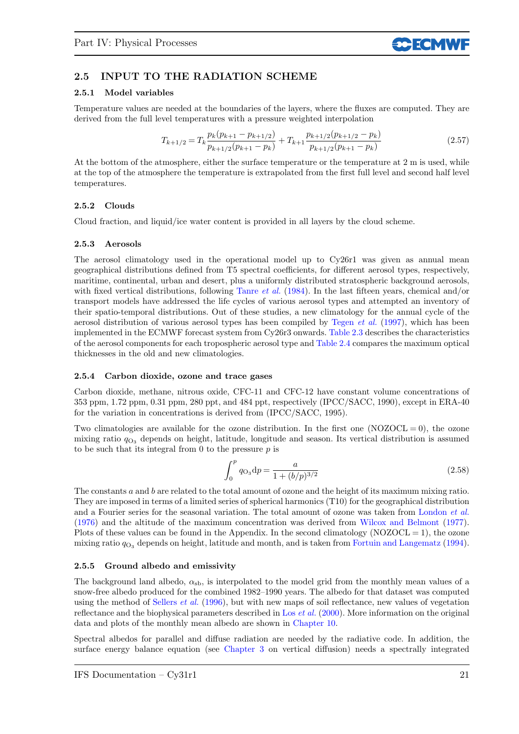## 2.5 INPUT TO THE RADIATION SCHEME

### 2.5.1 Model variables

Temperature values are needed at the boundaries of the layers, where the fluxes are computed. They are derived from the full level temperatures with a pressure weighted interpolation

$$T_{k+1/2} = T_k \frac{p_k(p_{k+1} - p_{k+1/2})}{p_{k+1/2}(p_{k+1} - p_k)} + T_{k+1} \frac{p_{k+1/2}(p_{k+1/2} - p_k)}{p_{k+1/2}(p_{k+1} - p_k)} \tag{2.57}$$

At the bottom of the atmosphere, either the surface temperature or the temperature at 2 m is used, while at the top of the atmosphere the temperature is extrapolated from the first full level and second half level temperatures.

### 2.5.2 Clouds

Cloud fraction, and liquid/ice water content is provided in all layers by the cloud scheme.

### 2.5.3 Aerosols

The aerosol climatology used in the operational model up to Cy26r1 was given as annual mean geographical distributions defined from T5 spectral coefficients, for different aerosol types, respectively, maritime, continental, urban and desert, plus a uniformly distributed stratospheric background aerosols, with fixed vertical distributions, following Tanre *et al.* (1984). In the last fifteen years, chemical and/or transport models have addressed the life cycles of various aerosol types and attempted an inventory of their spatio-temporal distributions. Out of these studies, a new climatology for the annual cycle of the aerosol distribution of various aerosol types has been compiled by Tegen *et al.* (1997), which has been implemented in the ECMWF forecast system from Cy26r3 onwards. Table 2.3 describes the characteristics of the aerosol components for each tropospheric aerosol type and Table 2.4 compares the maximum optical thicknesses in the old and new climatologies.

### 2.5.4 Carbon dioxide, ozone and trace gases

Carbon dioxide, methane, nitrous oxide, CFC-11 and CFC-12 have constant volume concentrations of 353 ppm, 1.72 ppm, 0.31 ppm, 280 ppt, and 484 ppt, respectively (IPCC/SACC, 1990), except in ERA-40 for the variation in concentrations is derived from (IPCC/SACC, 1995).

Two climatologies are available for the ozone distribution. In the first one ($\text{NOZOCL} = 0$), the ozone mixing ratio $q_{\text{O}_3}$ depends on height, latitude, longitude and season. Its vertical distribution is assumed to be such that its integral from 0 to the pressure $p$ is

$$\int_0^p q_{\text{O}_3} \text{d}p = \frac{a}{1 + (b/p)^{3/2}} \tag{2.58}$$

The constants $a$ and $b$ are related to the total amount of ozone and the height of its maximum mixing ratio. They are imposed in terms of a limited series of spherical harmonics (T10) for the geographical distribution and a Fourier series for the seasonal variation. The total amount of ozone was taken from London *et al.* (1976) and the altitude of the maximum concentration was derived from Wilcox and Belmont (1977). Plots of these values can be found in the Appendix. In the second climatology ($\text{NOZOCL} = 1$), the ozone mixing ratio $q_{\text{O}_3}$ depends on height, latitude and month, and is taken from Fortuin and Langematz (1994).

### 2.5.5 Ground albedo and emissivity

The background land albedo, $\alpha_{\text{sb}}$, is interpolated to the model grid from the monthly mean values of a snow-free albedo produced for the combined 1982–1990 years. The albedo for that dataset was computed using the method of Sellers *et al.* (1996), but with new maps of soil reflectance, new values of vegetation reflectance and the biophysical parameters described in Los *et al.* (2000). More information on the original data and plots of the monthly mean albedo are shown in Chapter 10.

Spectral albedos for parallel and diffuse radiation are needed by the radiative code. In addition, the surface energy balance equation (see Chapter 3 on vertical diffusion) needs a spectrally integrated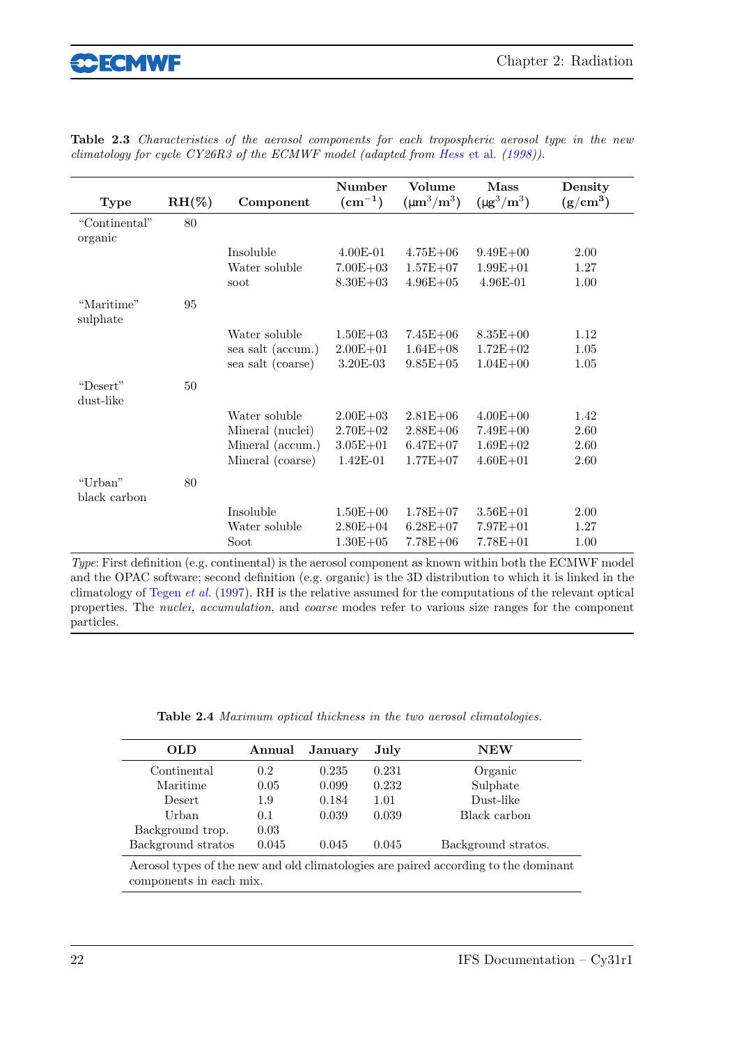**Table 2.3** *Characteristics of the aerosol components for each tropospheric aerosol type in the new climatology for cycle CY26R3 of the ECMWF model (adapted from Hess et al. (1998)).*

| Type | RH(%) | Component | Number ($cm^{-1}$) | Volume ($\mu m^3/m^3$) | Mass ($\mu g^3/m^3$) | Density ($g/cm^3$) |
|---|---|---|---|---|---|---|
| "Continental" organic | 80 | | | | | |
| | | Insoluble | 4.00E-01 | 4.75E+06 | 9.49E+00 | 2.00 |
| | | Water soluble | 7.00E+03 | 1.57E+07 | 1.99E+01 | 1.27 |
| | | soot | 8.30E+03 | 4.96E+05 | 4.96E-01 | 1.00 |
| "Maritime" sulphate | 95 | | | | | |
| | | Water soluble | 1.50E+03 | 7.45E+06 | 8.35E+00 | 1.12 |
| | | sea salt (accum.) | 2.00E+01 | 1.64E+08 | 1.72E+02 | 1.05 |
| | | sea salt (coarse) | 3.20E-03 | 9.85E+05 | 1.04E+00 | 1.05 |
| "Desert" dust-like | 50 | | | | | |
| | | Water soluble | 2.00E+03 | 2.81E+06 | 4.00E+00 | 1.42 |
| | | Mineral (nuclei) | 2.70E+02 | 2.88E+06 | 7.49E+00 | 2.60 |
| | | Mineral (accum.) | 3.05E+01 | 6.47E+07 | 1.69E+02 | 2.60 |
| | | Mineral (coarse) | 1.42E-01 | 1.77E+07 | 4.60E+01 | 2.60 |
| "Urban" black carbon | 80 | | | | | |
| | | Insoluble | 1.50E+00 | 1.78E+07 | 3.56E+01 | 2.00 |
| | | Water soluble | 2.80E+04 | 6.28E+07 | 7.97E+01 | 1.27 |
| | | Soot | 1.30E+05 | 7.78E+06 | 7.78E+01 | 1.00 |

*Type*: First definition (e.g. continental) is the aerosol component as known within both the ECMWF model and the OPAC software; second definition (e.g. organic) is the 3D distribution to which it is linked in the climatology of Tegen *et al.* (1997). RH is the relative assumed for the computations of the relevant optical properties. The *nuclei, accumulation*, and *coarse* modes refer to various size ranges for the component particles.

**Table 2.4** *Maximum optical thickness in the two aerosol climatologies.*

| OLD | Annual | January | July | NEW |
|---|---|---|---|---|
| Continental | 0.2 | 0.235 | 0.231 | Organic |
| Maritime | 0.05 | 0.099 | 0.232 | Sulphate |
| Desert | 1.9 | 0.184 | 1.01 | Dust-like |
| Urban | 0.1 | 0.039 | 0.039 | Black carbon |
| Background trop. | 0.03 | | | |
| Background stratos | 0.045 | 0.045 | 0.045 | Background stratos. |

Aerosol types of the new and old climatologies are paired according to the dominant components in each mix.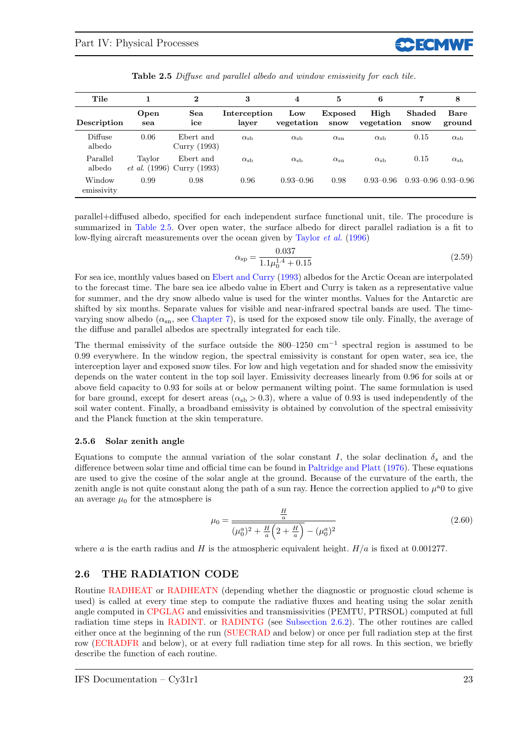**Table 2.5** *Diffuse and parallel albedo and window emissivity for each tile.*

| Tile | 1 | 2 | 3 | 4 | 5 | 6 | 7 | 8 |
|---|---|---|---|---|---|---|---|---|
| Description | Open sea | Sea ice | Interception layer | Low vegetation | Exposed snow | High vegetation | Shaded snow | Bare ground |
| Diffuse albedo | 0.06 | Ebert and Curry (1993) | $\alpha_{\rm sb}$ | $\alpha_{\rm sb}$ | $\alpha_{\rm sn}$ | $\alpha_{\rm sb}$ | 0.15 | $\alpha_{\rm sb}$ |
| Parallel albedo | Taylor *et al.* (1996) | Ebert and Curry (1993) | $\alpha_{\rm sb}$ | $\alpha_{\rm sb}$ | $\alpha_{\rm sn}$ | $\alpha_{\rm sb}$ | 0.15 | $\alpha_{\rm sb}$ |
| Window emissivity | 0.99 | 0.98 | 0.96 | 0.93–0.96 | 0.98 | 0.93–0.96 | 0.93–0.96 | 0.93–0.96 |

parallel+diffused albedo, specified for each independent surface functional unit, tile. The procedure is summarized in Table 2.5. Over open water, the surface albedo for direct parallel radiation is a fit to low-flying aircraft measurements over the ocean given by Taylor *et al.* (1996)

$$\alpha_{\rm sp} = \frac{0.037}{1.1\mu_0^{1.4} + 0.15} \tag{2.59}$$

For sea ice, monthly values based on Ebert and Curry (1993) albedos for the Arctic Ocean are interpolated to the forecast time. The bare sea ice albedo value in Ebert and Curry is taken as a representative value for summer, and the dry snow albedo value is used for the winter months. Values for the Antarctic are shifted by six months. Separate values for visible and near-infrared spectral bands are used. The time-varying snow albedo ($\alpha_{\rm sn}$, see Chapter 7), is used for the exposed snow tile only. Finally, the average of the diffuse and parallel albedos are spectrally integrated for each tile.

The thermal emissivity of the surface outside the 800–1250 cm$^{-1}$ spectral region is assumed to be 0.99 everywhere. In the window region, the spectral emissivity is constant for open water, sea ice, the interception layer and exposed snow tiles. For low and high vegetation and for shaded snow the emissivity depends on the water content in the top soil layer. Emissivity decreases linearly from 0.96 for soils at or above field capacity to 0.93 for soils at or below permanent wilting point. The same formulation is used for bare ground, except for desert areas ($\alpha_{\rm sb} > 0.3$), where a value of 0.93 is used independently of the soil water content. Finally, a broadband emissivity is obtained by convolution of the spectral emissivity and the Planck function at the skin temperature.

### 2.5.6 Solar zenith angle

Equations to compute the annual variation of the solar constant $I$, the solar declination $\delta_s$ and the difference between solar time and official time can be found in Paltridge and Platt (1976). These equations are used to give the cosine of the solar angle at the ground. Because of the curvature of the earth, the zenith angle is not quite constant along the path of a sun ray. Hence the correction applied to $\mu^a0$ to give an average $\mu_0$ for the atmosphere is

$$\mu_0 = \frac{\frac{H}{a}}{(\mu_0^a)^2 + \frac{H}{a}\left(2 + \frac{H}{a}\right) - (\mu_0^a)^2} \tag{2.60}$$

where $a$ is the earth radius and $H$ is the atmospheric equivalent height. $H/a$ is fixed at 0.001277.

## 2.6 THE RADIATION CODE

Routine RADHEAT or RADHEATN (depending whether the diagnostic or prognostic cloud scheme is used) is called at every time step to compute the radiative fluxes and heating using the solar zenith angle computed in CPGLAG and emissivities and transmissivities (PEMTU, PTRSOL) computed at full radiation time steps in RADINT. or RADINTG (see Subsection 2.6.2). The other routines are called either once at the beginning of the run (SUECRAD and below) or once per full radiation step at the first row (ECRADFR and below), or at every full radiation time step for all rows. In this section, we briefly describe the function of each routine.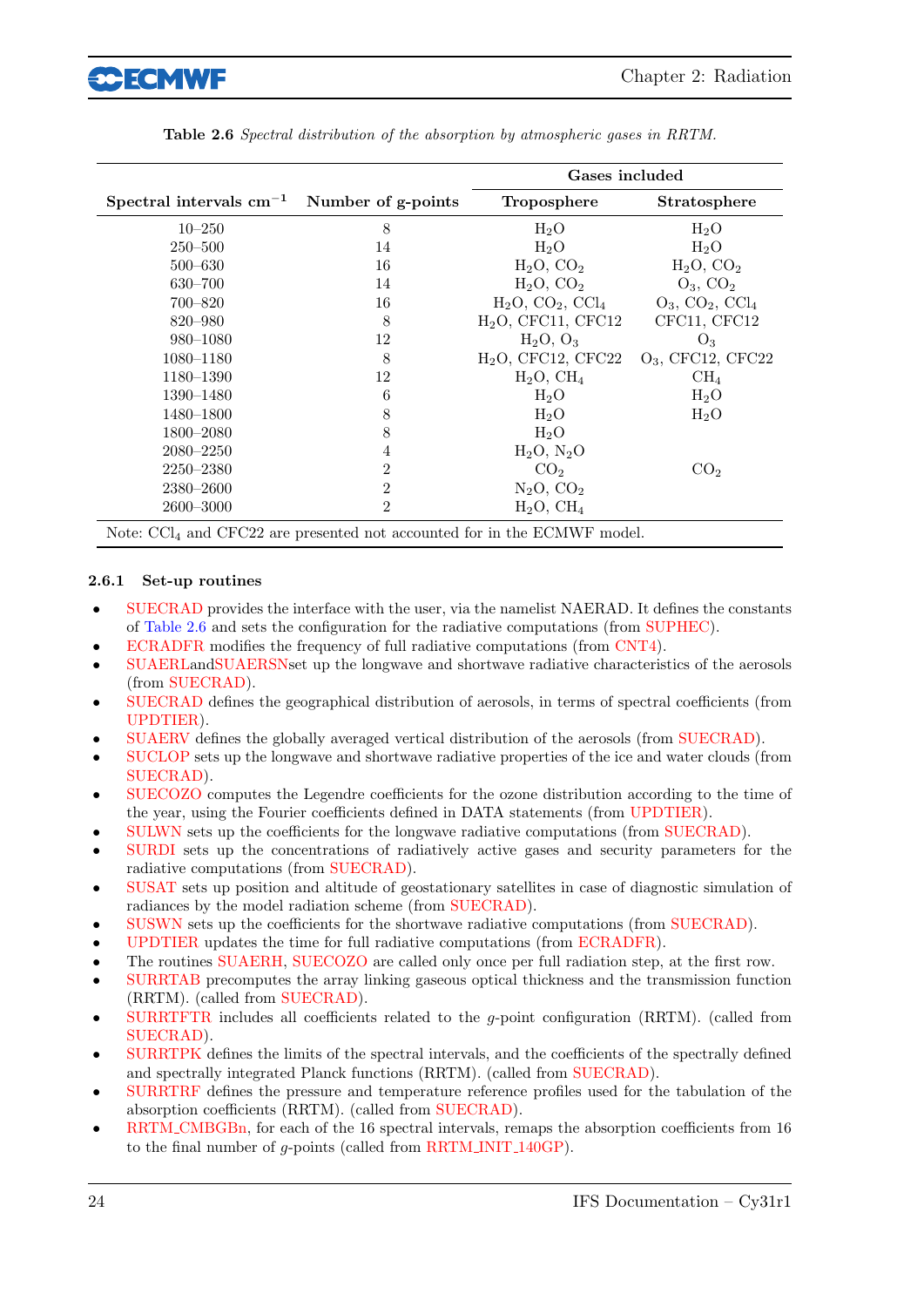**Table 2.6** *Spectral distribution of the absorption by atmospheric gases in RRTM.*

| Spectral intervals $cm^{-1}$ | Number of g-points | Gases included | |
|---|---|---|---|
| | | Troposphere | Stratosphere |
| 10–250 | 8 | $H_2O$ | $H_2O$ |
| 250–500 | 14 | $H_2O$ | $H_2O$ |
| 500–630 | 16 | $H_2O$, $CO_2$ | $H_2O$, $CO_2$ |
| 630–700 | 14 | $H_2O$, $CO_2$ | $O_3$, $CO_2$ |
| 700–820 | 16 | $H_2O$, $CO_2$, $CCl_4$ | $O_3$, $CO_2$, $CCl_4$ |
| 820–980 | 8 | $H_2O$, CFC11, CFC12 | CFC11, CFC12 |
| 980–1080 | 12 | $H_2O$, $O_3$ | $O_3$ |
| 1080–1180 | 8 | $H_2O$, CFC12, CFC22 | $O_3$, CFC12, CFC22 |
| 1180–1390 | 12 | $H_2O$, $CH_4$ | $CH_4$ |
| 1390–1480 | 6 | $H_2O$ | $H_2O$ |
| 1480–1800 | 8 | $H_2O$ | $H_2O$ |
| 1800–2080 | 8 | $H_2O$ | |
| 2080–2250 | 4 | $H_2O$, $N_2O$ | |
| 2250–2380 | 2 | $CO_2$ | $CO_2$ |
| 2380–2600 | 2 | $N_2O$, $CO_2$ | |
| 2600–3000 | 2 | $H_2O$, $CH_4$ | |

Note: $CCl_4$ and CFC22 are presented not accounted for in the ECMWF model.

### 2.6.1 Set-up routines

- SUECRAD provides the interface with the user, via the namelist NAERAD. It defines the constants of Table 2.6 and sets the configuration for the radiative computations (from SUPHEC).
- ECRADFR modifies the frequency of full radiative computations (from CNT4).
- SUAERLandSUAERSNset up the longwave and shortwave radiative characteristics of the aerosols (from SUECRAD).
- SUECRAD defines the geographical distribution of aerosols, in terms of spectral coefficients (from UPDTIER).
- SUAERV defines the globally averaged vertical distribution of the aerosols (from SUECRAD).
- SUCLOP sets up the longwave and shortwave radiative properties of the ice and water clouds (from SUECRAD).
- SUECOZO computes the Legendre coefficients for the ozone distribution according to the time of the year, using the Fourier coefficients defined in DATA statements (from UPDTIER).
- SULWN sets up the coefficients for the longwave radiative computations (from SUECRAD).
- SURDI sets up the concentrations of radiatively active gases and security parameters for the radiative computations (from SUECRAD).
- SUSAT sets up position and altitude of geostationary satellites in case of diagnostic simulation of radiances by the model radiation scheme (from SUECRAD).
- SUSWN sets up the coefficients for the shortwave radiative computations (from SUECRAD).
- UPDTIER updates the time for full radiative computations (from ECRADFR).
- The routines SUAERH, SUECOZO are called only once per full radiation step, at the first row.
- SURRTAB precomputes the array linking gaseous optical thickness and the transmission function (RRTM). (called from SUECRAD).
- SURRTFTR includes all coefficients related to the $g$-point configuration (RRTM). (called from SUECRAD).
- SURRTPK defines the limits of the spectral intervals, and the coefficients of the spectrally defined and spectrally integrated Planck functions (RRTM). (called from SUECRAD).
- SURRTRF defines the pressure and temperature reference profiles used for the tabulation of the absorption coefficients (RRTM). (called from SUECRAD).
- RRTM_CMBGBn, for each of the 16 spectral intervals, remaps the absorption coefficients from 16 to the final number of $g$-points (called from RRTM_INIT_140GP).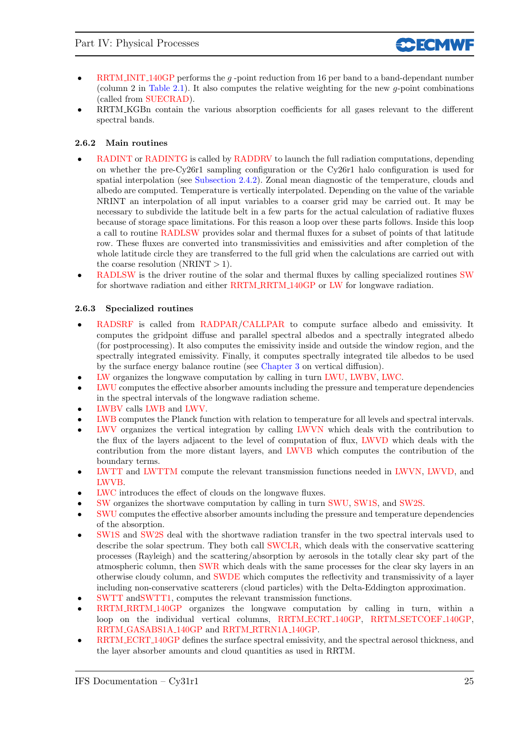- RRTM_INIT_140GP performs the $g$ -point reduction from 16 per band to a band-dependant number (column 2 in Table 2.1). It also computes the relative weighting for the new $g$-point combinations (called from SUECRAD).
- RRTM_KGBn contain the various absorption coefficients for all gases relevant to the different spectral bands.

### 2.6.2 Main routines

- RADINT or RADINTG is called by RADDRV to launch the full radiation computations, depending on whether the pre-Cy26r1 sampling configuration or the Cy26r1 halo configuration is used for spatial interpolation (see Subsection 2.4.2). Zonal mean diagnostic of the temperature, clouds and albedo are computed. Temperature is vertically interpolated. Depending on the value of the variable NRINT an interpolation of all input variables to a coarser grid may be carried out. It may be necessary to subdivide the latitude belt in a few parts for the actual calculation of radiative fluxes because of storage space limitations. For this reason a loop over these parts follows. Inside this loop a call to routine RADLSW provides solar and thermal fluxes for a subset of points of that latitude row. These fluxes are converted into transmissivities and emissivities and after completion of the whole latitude circle they are transferred to the full grid when the calculations are carried out with the coarse resolution (NRINT $> 1$).
- RADLSW is the driver routine of the solar and thermal fluxes by calling specialized routines SW for shortwave radiation and either RRTM_RRTM_140GP or LW for longwave radiation.

### 2.6.3 Specialized routines

- RADSRF is called from RADPAR/CALLPAR to compute surface albedo and emissivity. It computes the gridpoint diffuse and parallel spectral albedos and a spectrally integrated albedo (for postprocessing). It also computes the emissivity inside and outside the window region, and the spectrally integrated emissivity. Finally, it computes spectrally integrated tile albedos to be used by the surface energy balance routine (see Chapter 3 on vertical diffusion).
- LW organizes the longwave computation by calling in turn LWU, LWBV, LWC.
- LWU computes the effective absorber amounts including the pressure and temperature dependencies in the spectral intervals of the longwave radiation scheme.
- LWBV calls LWB and LWV.
- LWB computes the Planck function with relation to temperature for all levels and spectral intervals.
- LWV organizes the vertical integration by calling LWVN which deals with the contribution to the flux of the layers adjacent to the level of computation of flux, LWVD which deals with the contribution from the more distant layers, and LWVB which computes the contribution of the boundary terms.
- LWTT and LWTTM compute the relevant transmission functions needed in LWVN, LWVD, and LWVB.
- LWC introduces the effect of clouds on the longwave fluxes.
- SW organizes the shortwave computation by calling in turn SWU, SW1S, and SW2S.
- SWU computes the effective absorber amounts including the pressure and temperature dependencies of the absorption.
- SW1S and SW2S deal with the shortwave radiation transfer in the two spectral intervals used to describe the solar spectrum. They both call SWCLR, which deals with the conservative scattering processes (Rayleigh) and the scattering/absorption by aerosols in the totally clear sky part of the atmospheric column, then SWR which deals with the same processes for the clear sky layers in an otherwise cloudy column, and SWDE which computes the reflectivity and transmissivity of a layer including non-conservative scatterers (cloud particles) with the Delta-Eddington approximation.
- SWTT andSWTT1, computes the relevant transmission functions.
- RRTM_RRTM_140GP organizes the longwave computation by calling in turn, within a loop on the individual vertical columns, RRTM_ECRT_140GP, RRTM_SETCOEF_140GP, RRTM_GASABS1A_140GP and RRTM_RTRN1A_140GP.
- RRTM_ECRT_140GP defines the surface spectral emissivity, and the spectral aerosol thickness, and the layer absorber amounts and cloud quantities as used in RRTM.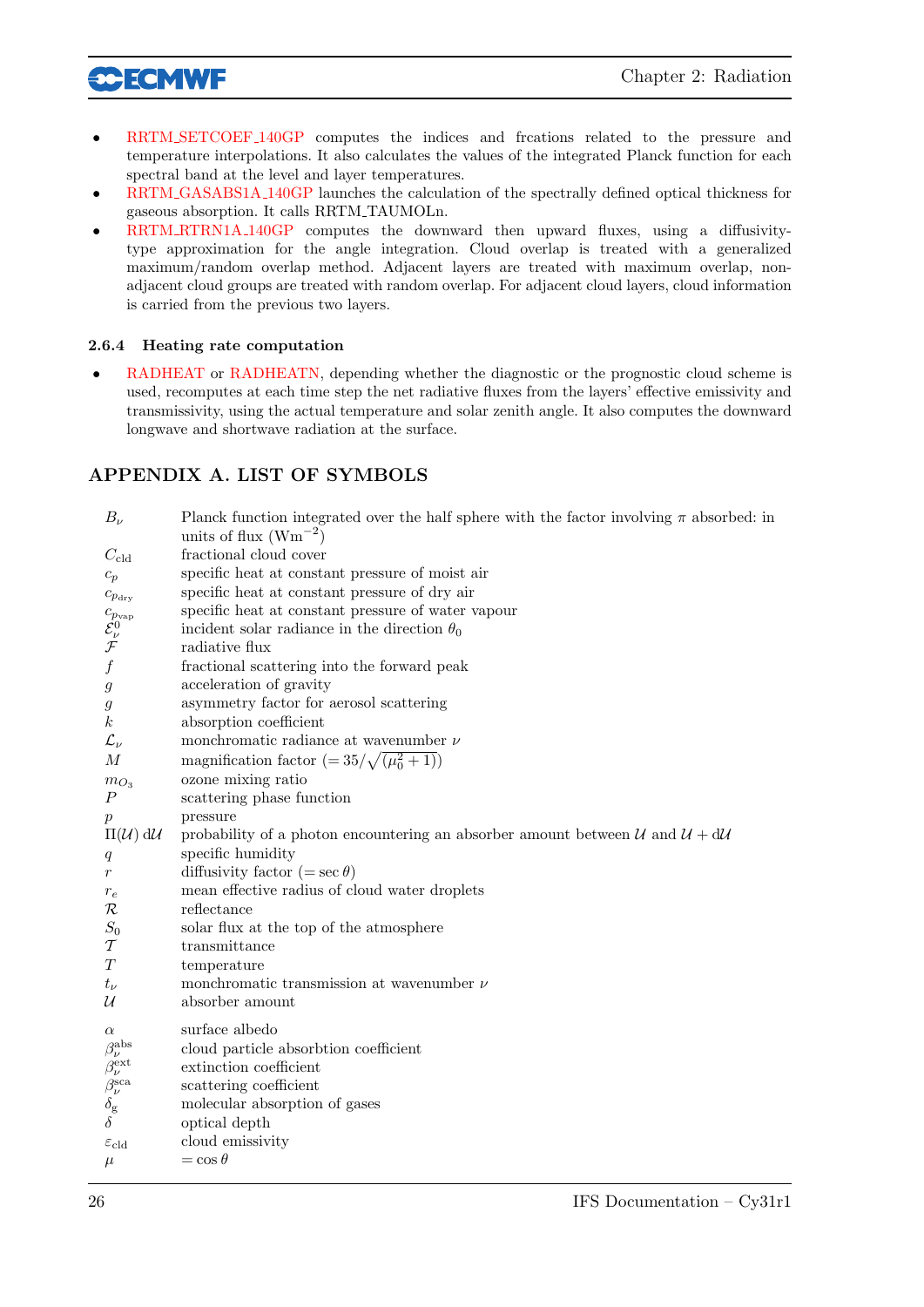- RRTM_SETCOEF_140GP computes the indices and frcations related to the pressure and temperature interpolations. It also calculates the values of the integrated Planck function for each spectral band at the level and layer temperatures.
- RRTM_GASABS1A_140GP launches the calculation of the spectrally defined optical thickness for gaseous absorption. It calls RRTM_TAUMOLn.
- RRTM_RTRN1A_140GP computes the downward then upward fluxes, using a diffusivity-type approximation for the angle integration. Cloud overlap is treated with a generalized maximum/random overlap method. Adjacent layers are treated with maximum overlap, non-adjacent cloud groups are treated with random overlap. For adjacent cloud layers, cloud information is carried from the previous two layers.

### 2.6.4 Heating rate computation

- RADHEAT or RADHEATN, depending whether the diagnostic or the prognostic cloud scheme is used, recomputes at each time step the net radiative fluxes from the layers' effective emissivity and transmissivity, using the actual temperature and solar zenith angle. It also computes the downward longwave and shortwave radiation at the surface.

## APPENDIX A. LIST OF SYMBOLS

| | |
|---|---|
| $B_\nu$ | Planck function integrated over the half sphere with the factor involving $\pi$ absorbed: in units of flux ($\mathrm{Wm}^{-2}$) |
| $C_{\mathrm{cld}}$ | fractional cloud cover |
| $c_p$ | specific heat at constant pressure of moist air |
| $c_{p_{\mathrm{dry}}}$ | specific heat at constant pressure of dry air |
| $c_{p_{\mathrm{vap}}}$ | specific heat at constant pressure of water vapour |
| $\mathcal{E}_\nu^0$ | incident solar radiance in the direction $\theta_0$ |
| $\mathcal{F}$ | radiative flux |
| $f$ | fractional scattering into the forward peak |
| $g$ | acceleration of gravity |
| $g$ | asymmetry factor for aerosol scattering |
| $k$ | absorption coefficient |
| $\mathcal{L}_\nu$ | monchromatic radiance at wavenumber $\nu$ |
| $M$ | magnification factor ($= 35/\sqrt{(\mu_0^2+1)}$) |
| $m_{\mathrm{O_3}}$ | ozone mixing ratio |
| $P$ | scattering phase function |
| $p$ | pressure |
| $\Pi(\mathcal{U})\,\mathrm{d}\mathcal{U}$ | probability of a photon encountering an absorber amount between $\mathcal{U}$ and $\mathcal{U}+\mathrm{d}\mathcal{U}$ |
| $q$ | specific humidity |
| $r$ | diffusivity factor ($= \sec\theta$) |
| $r_e$ | mean effective radius of cloud water droplets |
| $\mathcal{R}$ | reflectance |
| $S_0$ | solar flux at the top of the atmosphere |
| $\mathcal{T}$ | transmittance |
| $T$ | temperature |
| $t_\nu$ | monchromatic transmission at wavenumber $\nu$ |
| $\mathcal{U}$ | absorber amount |
| $\alpha$ | surface albedo |
| $\beta_\nu^{\mathrm{abs}}$ | cloud particle absorbtion coefficient |
| $\beta_\nu^{\mathrm{ext}}$ | extinction coefficient |
| $\beta_\nu^{\mathrm{sca}}$ | scattering coefficient |
| $\delta_{\mathrm{g}}$ | molecular absorption of gases |
| $\delta$ | optical depth |
| $\varepsilon_{\mathrm{cld}}$ | cloud emissivity |
| $\mu$ | $= \cos\theta$ |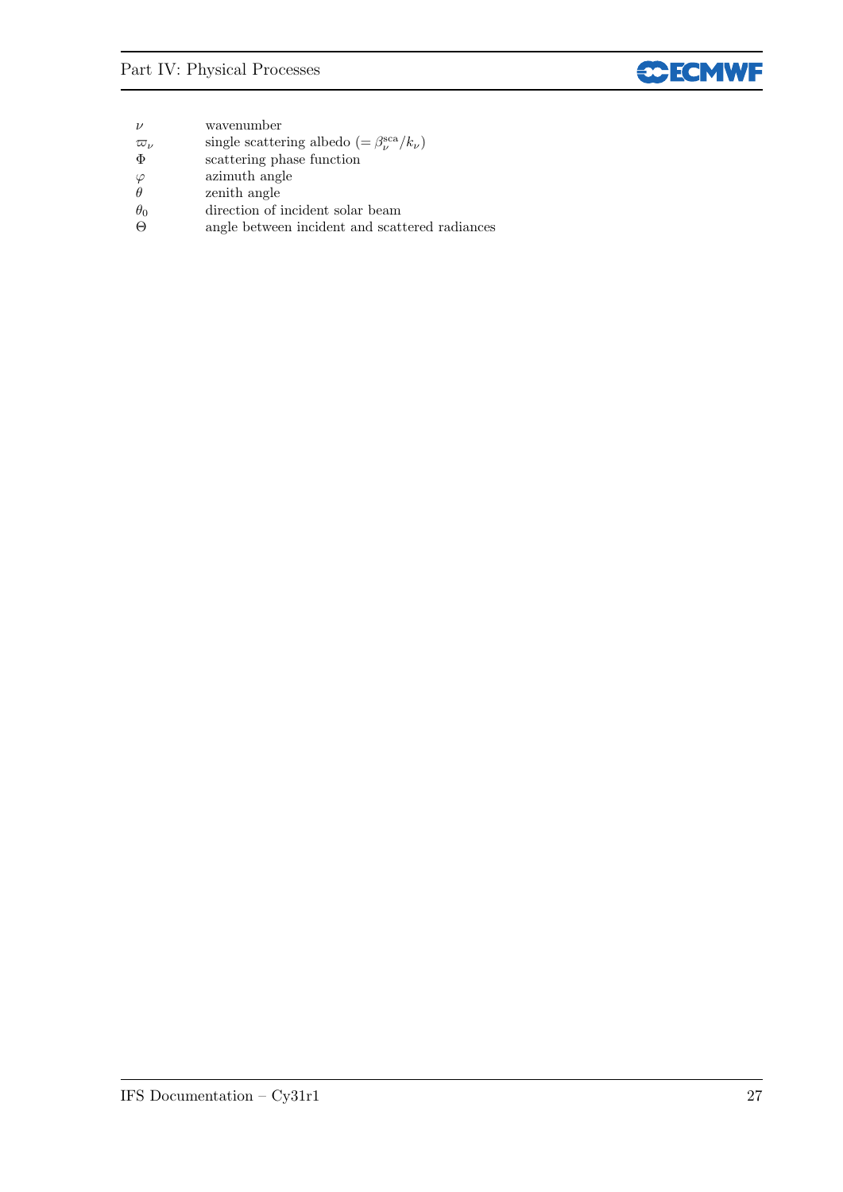| | |
|---|---|
| $\nu$ | wavenumber |
| $\varpi_\nu$ | single scattering albedo ($= \beta_\nu^{\mathrm{sca}}/k_\nu$) |
| $\Phi$ | scattering phase function |
| $\varphi$ | azimuth angle |
| $\theta$ | zenith angle |
| $\theta_0$ | direction of incident solar beam |
| $\Theta$ | angle between incident and scattered radiances |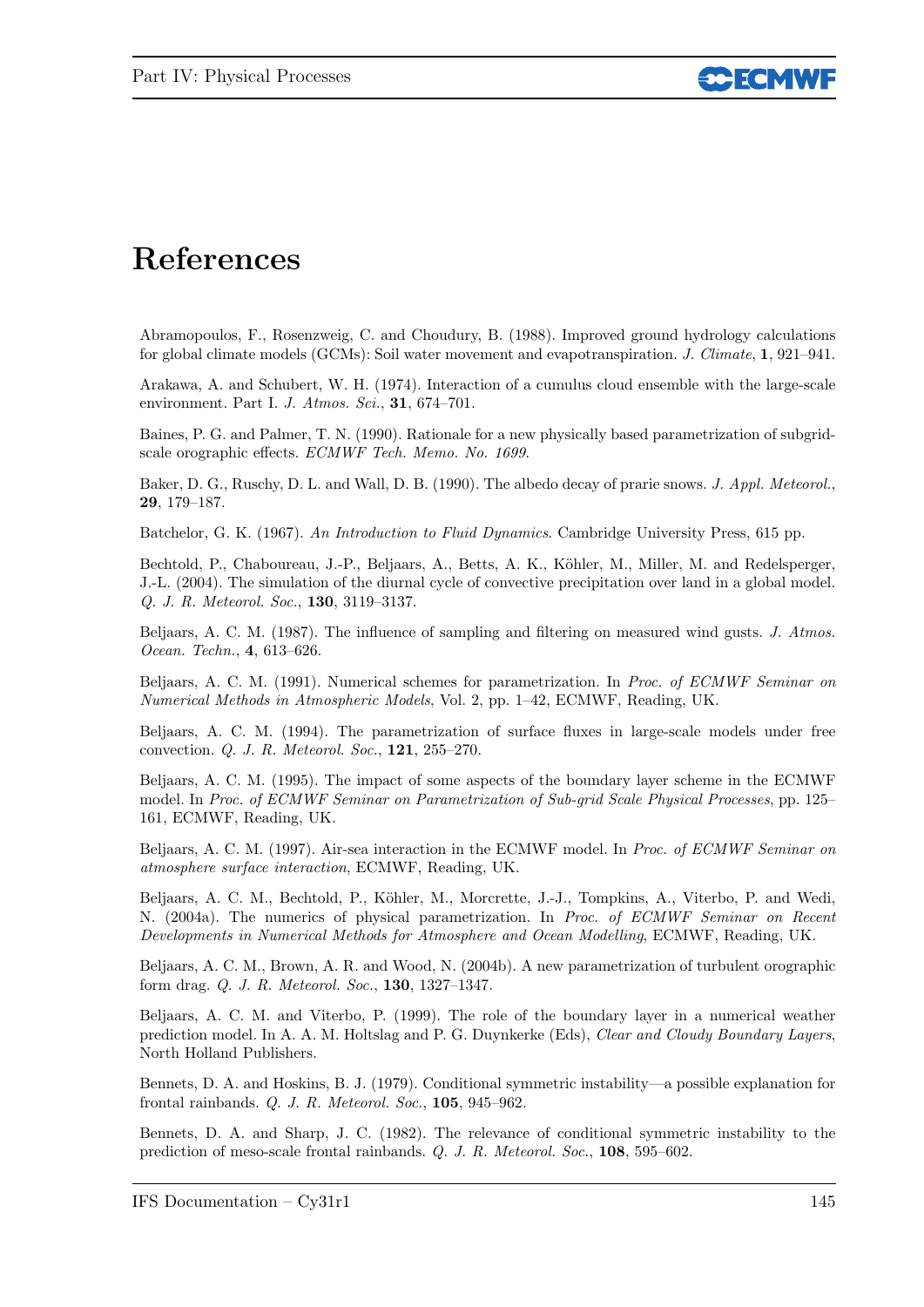# References

Abramopoulos, F., Rosenzweig, C. and Choudury, B. (1988). Improved ground hydrology calculations for global climate models (GCMs): Soil water movement and evapotranspiration. *J. Climate*, **1**, 921–941.

Arakawa, A. and Schubert, W. H. (1974). Interaction of a cumulus cloud ensemble with the large-scale environment. Part I. *J. Atmos. Sci.*, **31**, 674–701.

Baines, P. G. and Palmer, T. N. (1990). Rationale for a new physically based parametrization of subgrid-scale orographic effects. *ECMWF Tech. Memo. No. 1699*.

Baker, D. G., Ruschy, D. L. and Wall, D. B. (1990). The albedo decay of prarie snows. *J. Appl. Meteorol.*, **29**, 179–187.

Batchelor, G. K. (1967). *An Introduction to Fluid Dynamics*. Cambridge University Press, 615 pp.

Bechtold, P., Chaboureau, J.-P., Beljaars, A., Betts, A. K., Köhler, M., Miller, M. and Redelsperger, J.-L. (2004). The simulation of the diurnal cycle of convective precipitation over land in a global model. *Q. J. R. Meteorol. Soc.*, **130**, 3119–3137.

Beljaars, A. C. M. (1987). The influence of sampling and filtering on measured wind gusts. *J. Atmos. Ocean. Techn.*, **4**, 613–626.

Beljaars, A. C. M. (1991). Numerical schemes for parametrization. In *Proc. of ECMWF Seminar on Numerical Methods in Atmospheric Models*, Vol. 2, pp. 1–42, ECMWF, Reading, UK.

Beljaars, A. C. M. (1994). The parametrization of surface fluxes in large-scale models under free convection. *Q. J. R. Meteorol. Soc.*, **121**, 255–270.

Beljaars, A. C. M. (1995). The impact of some aspects of the boundary layer scheme in the ECMWF model. In *Proc. of ECMWF Seminar on Parametrization of Sub-grid Scale Physical Processes*, pp. 125–161, ECMWF, Reading, UK.

Beljaars, A. C. M. (1997). Air-sea interaction in the ECMWF model. In *Proc. of ECMWF Seminar on atmosphere surface interaction*, ECMWF, Reading, UK.

Beljaars, A. C. M., Bechtold, P., Köhler, M., Morcrette, J.-J., Tompkins, A., Viterbo, P. and Wedi, N. (2004a). The numerics of physical parametrization. In *Proc. of ECMWF Seminar on Recent Developments in Numerical Methods for Atmosphere and Ocean Modelling*, ECMWF, Reading, UK.

Beljaars, A. C. M., Brown, A. R. and Wood, N. (2004b). A new parametrization of turbulent orographic form drag. *Q. J. R. Meteorol. Soc.*, **130**, 1327–1347.

Beljaars, A. C. M. and Viterbo, P. (1999). The role of the boundary layer in a numerical weather prediction model. In A. A. M. Holtslag and P. G. Duynkerke (Eds), *Clear and Cloudy Boundary Layers*, North Holland Publishers.

Bennets, D. A. and Hoskins, B. J. (1979). Conditional symmetric instability—a possible explanation for frontal rainbands. *Q. J. R. Meteorol. Soc.*, **105**, 945–962.

Bennets, D. A. and Sharp, J. C. (1982). The relevance of conditional symmetric instability to the prediction of meso-scale frontal rainbands. *Q. J. R. Meteorol. Soc.*, **108**, 595–602.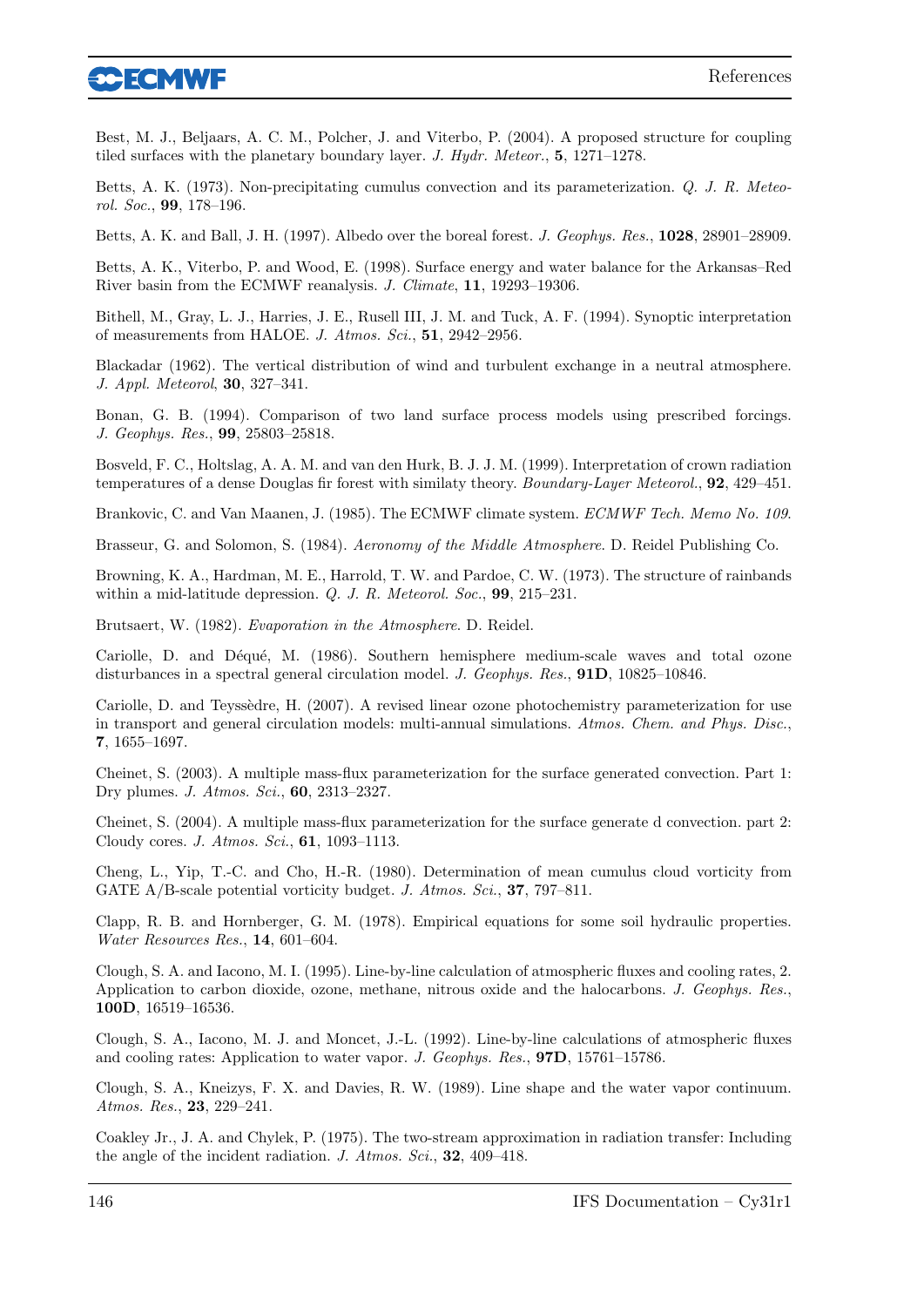Best, M. J., Beljaars, A. C. M., Polcher, J. and Viterbo, P. (2004). A proposed structure for coupling tiled surfaces with the planetary boundary layer. *J. Hydr. Meteor.*, **5**, 1271–1278.

Betts, A. K. (1973). Non-precipitating cumulus convection and its parameterization. *Q. J. R. Meteorol. Soc.*, **99**, 178–196.

Betts, A. K. and Ball, J. H. (1997). Albedo over the boreal forest. *J. Geophys. Res.*, **1028**, 28901–28909.

Betts, A. K., Viterbo, P. and Wood, E. (1998). Surface energy and water balance for the Arkansas–Red River basin from the ECMWF reanalysis. *J. Climate*, **11**, 19293–19306.

Bithell, M., Gray, L. J., Harries, J. E., Rusell III, J. M. and Tuck, A. F. (1994). Synoptic interpretation of measurements from HALOE. *J. Atmos. Sci.*, **51**, 2942–2956.

Blackadar (1962). The vertical distribution of wind and turbulent exchange in a neutral atmosphere. *J. Appl. Meteorol*, **30**, 327–341.

Bonan, G. B. (1994). Comparison of two land surface process models using prescribed forcings. *J. Geophys. Res.*, **99**, 25803–25818.

Bosveld, F. C., Holtslag, A. A. M. and van den Hurk, B. J. J. M. (1999). Interpretation of crown radiation temperatures of a dense Douglas fir forest with similaty theory. *Boundary-Layer Meteorol.*, **92**, 429–451.

Brankovic, C. and Van Maanen, J. (1985). The ECMWF climate system. *ECMWF Tech. Memo No. 109*.

Brasseur, G. and Solomon, S. (1984). *Aeronomy of the Middle Atmosphere*. D. Reidel Publishing Co.

Browning, K. A., Hardman, M. E., Harrold, T. W. and Pardoe, C. W. (1973). The structure of rainbands within a mid-latitude depression. *Q. J. R. Meteorol. Soc.*, **99**, 215–231.

Brutsaert, W. (1982). *Evaporation in the Atmosphere*. D. Reidel.

Cariolle, D. and Déqué, M. (1986). Southern hemisphere medium-scale waves and total ozone disturbances in a spectral general circulation model. *J. Geophys. Res.*, **91D**, 10825–10846.

Cariolle, D. and Teyssèdre, H. (2007). A revised linear ozone photochemistry parameterization for use in transport and general circulation models: multi-annual simulations. *Atmos. Chem. and Phys. Disc.*, **7**, 1655–1697.

Cheinet, S. (2003). A multiple mass-flux parameterization for the surface generated convection. Part 1: Dry plumes. *J. Atmos. Sci.*, **60**, 2313–2327.

Cheinet, S. (2004). A multiple mass-flux parameterization for the surface generate d convection. part 2: Cloudy cores. *J. Atmos. Sci.*, **61**, 1093–1113.

Cheng, L., Yip, T.-C. and Cho, H.-R. (1980). Determination of mean cumulus cloud vorticity from GATE A/B-scale potential vorticity budget. *J. Atmos. Sci.*, **37**, 797–811.

Clapp, R. B. and Hornberger, G. M. (1978). Empirical equations for some soil hydraulic properties. *Water Resources Res.*, **14**, 601–604.

Clough, S. A. and Iacono, M. I. (1995). Line-by-line calculation of atmospheric fluxes and cooling rates, 2. Application to carbon dioxide, ozone, methane, nitrous oxide and the halocarbons. *J. Geophys. Res.*, **100D**, 16519–16536.

Clough, S. A., Iacono, M. J. and Moncet, J.-L. (1992). Line-by-line calculations of atmospheric fluxes and cooling rates: Application to water vapor. *J. Geophys. Res.*, **97D**, 15761–15786.

Clough, S. A., Kneizys, F. X. and Davies, R. W. (1989). Line shape and the water vapor continuum. *Atmos. Res.*, **23**, 229–241.

Coakley Jr., J. A. and Chylek, P. (1975). The two-stream approximation in radiation transfer: Including the angle of the incident radiation. *J. Atmos. Sci.*, **32**, 409–418.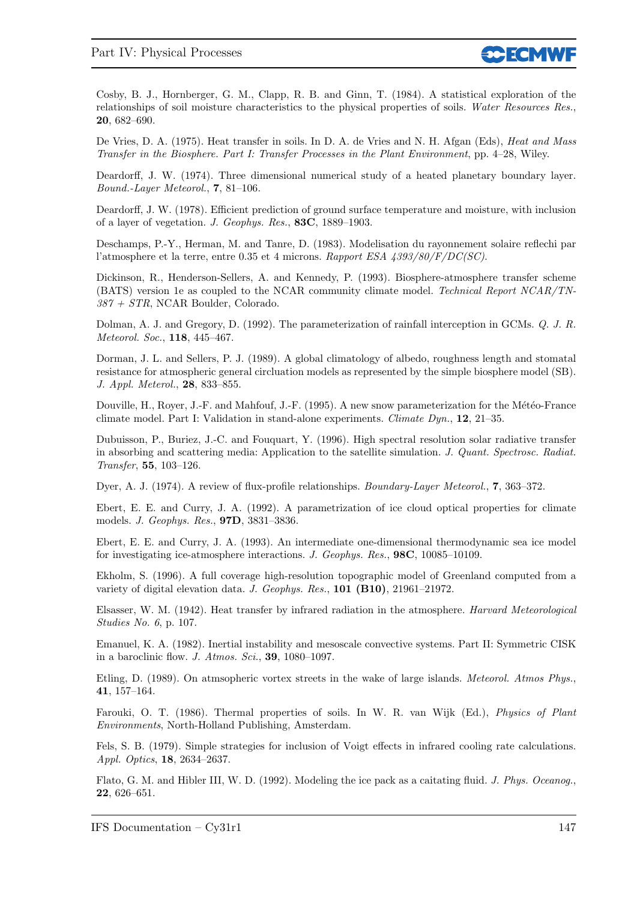Cosby, B. J., Hornberger, G. M., Clapp, R. B. and Ginn, T. (1984). A statistical exploration of the relationships of soil moisture characteristics to the physical properties of soils. *Water Resources Res.*, **20**, 682–690.

De Vries, D. A. (1975). Heat transfer in soils. In D. A. de Vries and N. H. Afgan (Eds), *Heat and Mass Transfer in the Biosphere. Part I: Transfer Processes in the Plant Environment*, pp. 4–28, Wiley.

Deardorff, J. W. (1974). Three dimensional numerical study of a heated planetary boundary layer. *Bound.-Layer Meteorol.*, **7**, 81–106.

Deardorff, J. W. (1978). Efficient prediction of ground surface temperature and moisture, with inclusion of a layer of vegetation. *J. Geophys. Res.*, **83C**, 1889–1903.

Deschamps, P.-Y., Herman, M. and Tanre, D. (1983). Modelisation du rayonnement solaire reflechi par l'atmosphere et la terre, entre 0.35 et 4 microns. *Rapport ESA 4393/80/F/DC(SC)*.

Dickinson, R., Henderson-Sellers, A. and Kennedy, P. (1993). Biosphere-atmosphere transfer scheme (BATS) version 1e as coupled to the NCAR community climate model. *Technical Report NCAR/TN-387 + STR*, NCAR Boulder, Colorado.

Dolman, A. J. and Gregory, D. (1992). The parameterization of rainfall interception in GCMs. *Q. J. R. Meteorol. Soc.*, **118**, 445–467.

Dorman, J. L. and Sellers, P. J. (1989). A global climatology of albedo, roughness length and stomatal resistance for atmospheric general circulation models as represented by the simple biosphere model (SB). *J. Appl. Meterol.*, **28**, 833–855.

Douville, H., Royer, J.-F. and Mahfouf, J.-F. (1995). A new snow parameterization for the Météo-France climate model. Part I: Validation in stand-alone experiments. *Climate Dyn.*, **12**, 21–35.

Dubuisson, P., Buriez, J.-C. and Fouquart, Y. (1996). High spectral resolution solar radiative transfer in absorbing and scattering media: Application to the satellite simulation. *J. Quant. Spectrosc. Radiat. Transfer*, **55**, 103–126.

Dyer, A. J. (1974). A review of flux-profile relationships. *Boundary-Layer Meteorol.*, **7**, 363–372.

Ebert, E. E. and Curry, J. A. (1992). A parametrization of ice cloud optical properties for climate models. *J. Geophys. Res.*, **97D**, 3831–3836.

Ebert, E. E. and Curry, J. A. (1993). An intermediate one-dimensional thermodynamic sea ice model for investigating ice-atmosphere interactions. *J. Geophys. Res.*, **98C**, 10085–10109.

Ekholm, S. (1996). A full coverage high-resolution topographic model of Greenland computed from a variety of digital elevation data. *J. Geophys. Res.*, **101 (B10)**, 21961–21972.

Elsasser, W. M. (1942). Heat transfer by infrared radiation in the atmosphere. *Harvard Meteorological Studies No. 6*, p. 107.

Emanuel, K. A. (1982). Inertial instability and mesoscale convective systems. Part II: Symmetric CISK in a baroclinic flow. *J. Atmos. Sci.*, **39**, 1080–1097.

Etling, D. (1989). On atmsopheric vortex streets in the wake of large islands. *Meteorol. Atmos Phys.*, **41**, 157–164.

Farouki, O. T. (1986). Thermal properties of soils. In W. R. van Wijk (Ed.), *Physics of Plant Environments*, North-Holland Publishing, Amsterdam.

Fels, S. B. (1979). Simple strategies for inclusion of Voigt effects in infrared cooling rate calculations. *Appl. Optics*, **18**, 2634–2637.

Flato, G. M. and Hibler III, W. D. (1992). Modeling the ice pack as a caitating fluid. *J. Phys. Oceanog.*, **22**, 626–651.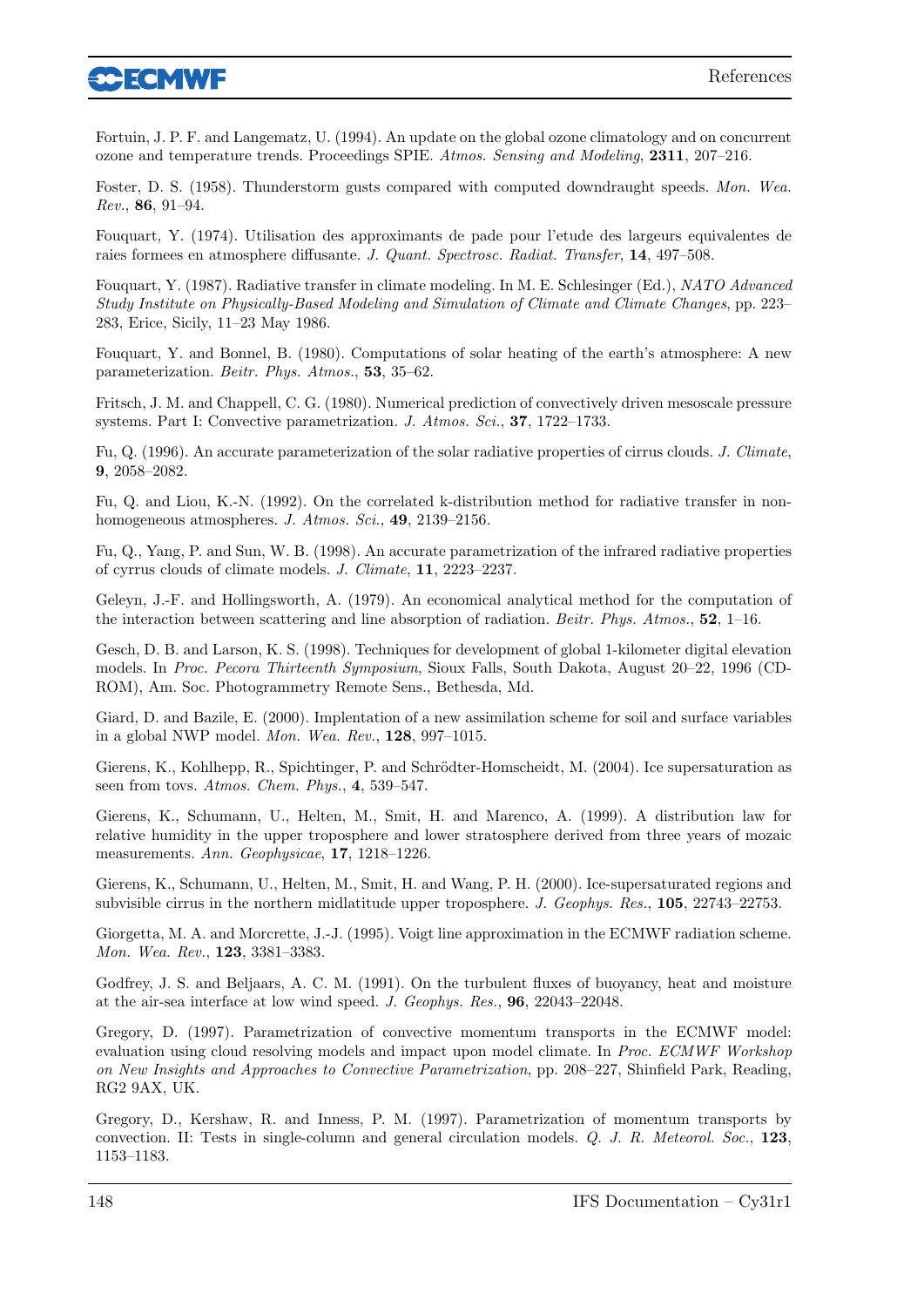Fortuin, J. P. F. and Langematz, U. (1994). An update on the global ozone climatology and on concurrent ozone and temperature trends. Proceedings SPIE. *Atmos. Sensing and Modeling*, **2311**, 207–216.

Foster, D. S. (1958). Thunderstorm gusts compared with computed downdraught speeds. *Mon. Wea. Rev.*, **86**, 91–94.

Fouquart, Y. (1974). Utilisation des approximants de pade pour l'etude des largeurs equivalentes de raies formees en atmosphere diffusante. *J. Quant. Spectrosc. Radiat. Transfer*, **14**, 497–508.

Fouquart, Y. (1987). Radiative transfer in climate modeling. In M. E. Schlesinger (Ed.), *NATO Advanced Study Institute on Physically-Based Modeling and Simulation of Climate and Climate Changes*, pp. 223–283, Erice, Sicily, 11–23 May 1986.

Fouquart, Y. and Bonnel, B. (1980). Computations of solar heating of the earth's atmosphere: A new parameterization. *Beitr. Phys. Atmos.*, **53**, 35–62.

Fritsch, J. M. and Chappell, C. G. (1980). Numerical prediction of convectively driven mesoscale pressure systems. Part I: Convective parametrization. *J. Atmos. Sci.*, **37**, 1722–1733.

Fu, Q. (1996). An accurate parameterization of the solar radiative properties of cirrus clouds. *J. Climate*, **9**, 2058–2082.

Fu, Q. and Liou, K.-N. (1992). On the correlated k-distribution method for radiative transfer in non-homogeneous atmospheres. *J. Atmos. Sci.*, **49**, 2139–2156.

Fu, Q., Yang, P. and Sun, W. B. (1998). An accurate parametrization of the infrared radiative properties of cyrrus clouds of climate models. *J. Climate*, **11**, 2223–2237.

Geleyn, J.-F. and Hollingsworth, A. (1979). An economical analytical method for the computation of the interaction between scattering and line absorption of radiation. *Beitr. Phys. Atmos.*, **52**, 1–16.

Gesch, D. B. and Larson, K. S. (1998). Techniques for development of global 1-kilometer digital elevation models. In *Proc. Pecora Thirteenth Symposium*, Sioux Falls, South Dakota, August 20–22, 1996 (CD-ROM), Am. Soc. Photogrammetry Remote Sens., Bethesda, Md.

Giard, D. and Bazile, E. (2000). Implentation of a new assimilation scheme for soil and surface variables in a global NWP model. *Mon. Wea. Rev.*, **128**, 997–1015.

Gierens, K., Kohlhepp, R., Spichtinger, P. and Schrödter-Homscheidt, M. (2004). Ice supersaturation as seen from tovs. *Atmos. Chem. Phys.*, **4**, 539–547.

Gierens, K., Schumann, U., Helten, M., Smit, H. and Marenco, A. (1999). A distribution law for relative humidity in the upper troposphere and lower stratosphere derived from three years of mozaic measurements. *Ann. Geophysicae*, **17**, 1218–1226.

Gierens, K., Schumann, U., Helten, M., Smit, H. and Wang, P. H. (2000). Ice-supersaturated regions and subvisible cirrus in the northern midlatitude upper troposphere. *J. Geophys. Res.*, **105**, 22743–22753.

Giorgetta, M. A. and Morcrette, J.-J. (1995). Voigt line approximation in the ECMWF radiation scheme. *Mon. Wea. Rev.*, **123**, 3381–3383.

Godfrey, J. S. and Beljaars, A. C. M. (1991). On the turbulent fluxes of buoyancy, heat and moisture at the air-sea interface at low wind speed. *J. Geophys. Res.*, **96**, 22043–22048.

Gregory, D. (1997). Parametrization of convective momentum transports in the ECMWF model: evaluation using cloud resolving models and impact upon model climate. In *Proc. ECMWF Workshop on New Insights and Approaches to Convective Parametrization*, pp. 208–227, Shinfield Park, Reading, RG2 9AX, UK.

Gregory, D., Kershaw, R. and Inness, P. M. (1997). Parametrization of momentum transports by convection. II: Tests in single-column and general circulation models. *Q. J. R. Meteorol. Soc.*, **123**, 1153–1183.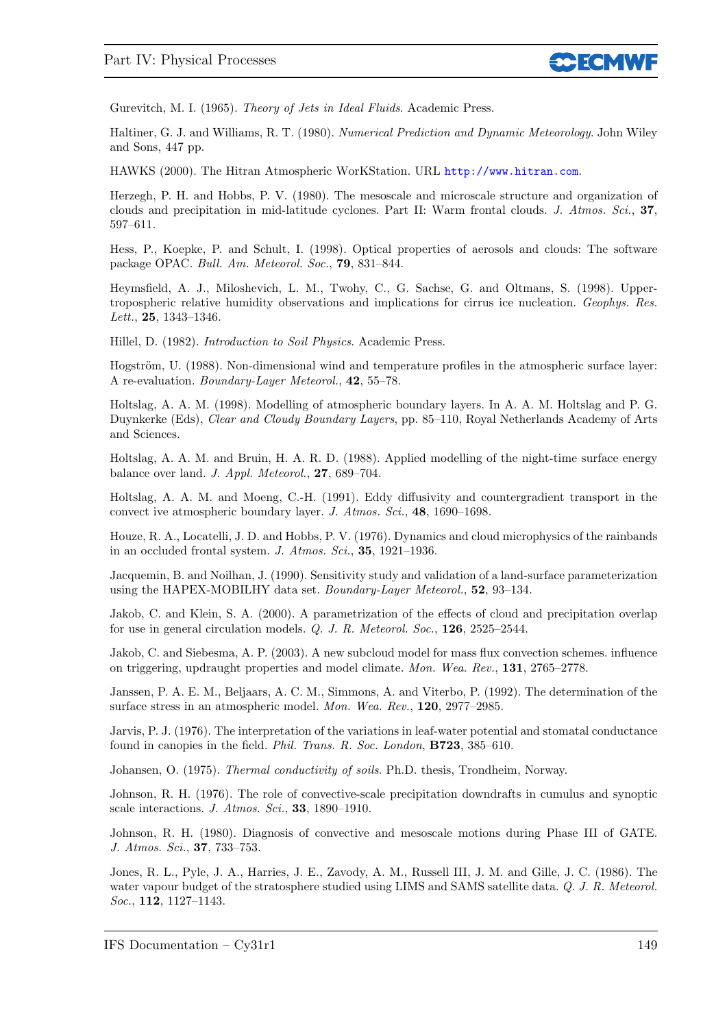Gurevitch, M. I. (1965). *Theory of Jets in Ideal Fluids*. Academic Press.

Haltiner, G. J. and Williams, R. T. (1980). *Numerical Prediction and Dynamic Meteorology*. John Wiley and Sons, 447 pp.

HAWKS (2000). The Hitran Atmospheric WorKStation. URL http://www.hitran.com.

Herzegh, P. H. and Hobbs, P. V. (1980). The mesoscale and microscale structure and organization of clouds and precipitation in mid-latitude cyclones. Part II: Warm frontal clouds. *J. Atmos. Sci.*, **37**, 597–611.

Hess, P., Koepke, P. and Schult, I. (1998). Optical properties of aerosols and clouds: The software package OPAC. *Bull. Am. Meteorol. Soc.*, **79**, 831–844.

Heymsfield, A. J., Miloshevich, L. M., Twohy, C., G. Sachse, G. and Oltmans, S. (1998). Upper-tropospheric relative humidity observations and implications for cirrus ice nucleation. *Geophys. Res. Lett.*, **25**, 1343–1346.

Hillel, D. (1982). *Introduction to Soil Physics*. Academic Press.

Hogström, U. (1988). Non-dimensional wind and temperature profiles in the atmospheric surface layer: A re-evaluation. *Boundary-Layer Meteorol.*, **42**, 55–78.

Holtslag, A. A. M. (1998). Modelling of atmospheric boundary layers. In A. A. M. Holtslag and P. G. Duynkerke (Eds), *Clear and Cloudy Boundary Layers*, pp. 85–110, Royal Netherlands Academy of Arts and Sciences.

Holtslag, A. A. M. and Bruin, H. A. R. D. (1988). Applied modelling of the night-time surface energy balance over land. *J. Appl. Meteorol.*, **27**, 689–704.

Holtslag, A. A. M. and Moeng, C.-H. (1991). Eddy diffusivity and countergradient transport in the convect ive atmospheric boundary layer. *J. Atmos. Sci.*, **48**, 1690–1698.

Houze, R. A., Locatelli, J. D. and Hobbs, P. V. (1976). Dynamics and cloud microphysics of the rainbands in an occluded frontal system. *J. Atmos. Sci.*, **35**, 1921–1936.

Jacquemin, B. and Noilhan, J. (1990). Sensitivity study and validation of a land-surface parameterization using the HAPEX-MOBILHY data set. *Boundary-Layer Meteorol.*, **52**, 93–134.

Jakob, C. and Klein, S. A. (2000). A parametrization of the effects of cloud and precipitation overlap for use in general circulation models. *Q. J. R. Meteorol. Soc.*, **126**, 2525–2544.

Jakob, C. and Siebesma, A. P. (2003). A new subcloud model for mass flux convection schemes. influence on triggering, updraught properties and model climate. *Mon. Wea. Rev.*, **131**, 2765–2778.

Janssen, P. A. E. M., Beljaars, A. C. M., Simmons, A. and Viterbo, P. (1992). The determination of the surface stress in an atmospheric model. *Mon. Wea. Rev.*, **120**, 2977–2985.

Jarvis, P. J. (1976). The interpretation of the variations in leaf-water potential and stomatal conductance found in canopies in the field. *Phil. Trans. R. Soc. London*, **B723**, 385–610.

Johansen, O. (1975). *Thermal conductivity of soils*. Ph.D. thesis, Trondheim, Norway.

Johnson, R. H. (1976). The role of convective-scale precipitation downdrafts in cumulus and synoptic scale interactions. *J. Atmos. Sci.*, **33**, 1890–1910.

Johnson, R. H. (1980). Diagnosis of convective and mesoscale motions during Phase III of GATE. *J. Atmos. Sci.*, **37**, 733–753.

Jones, R. L., Pyle, J. A., Harries, J. E., Zavody, A. M., Russell III, J. M. and Gille, J. C. (1986). The water vapour budget of the stratosphere studied using LIMS and SAMS satellite data. *Q. J. R. Meteorol. Soc.*, **112**, 1127–1143.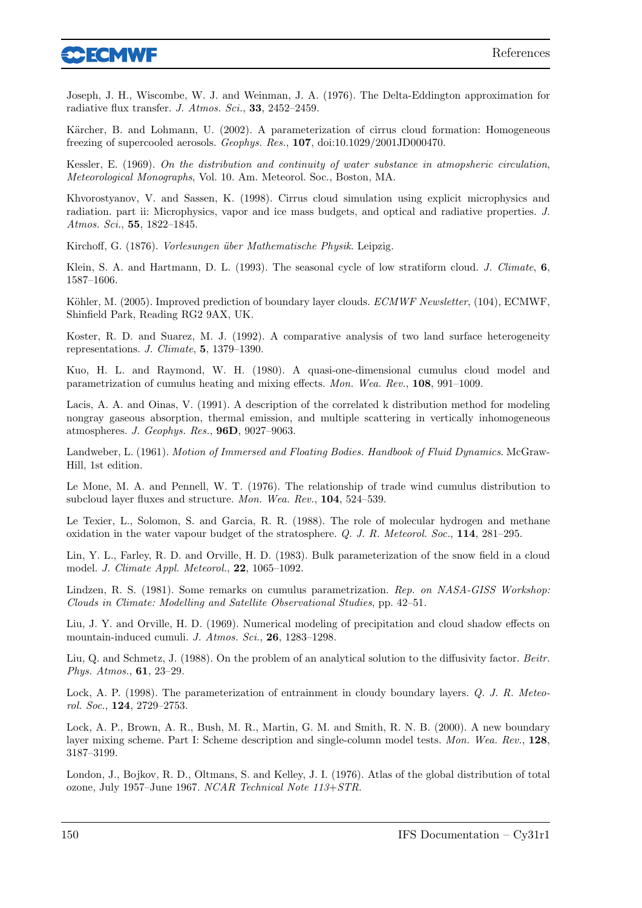Joseph, J. H., Wiscombe, W. J. and Weinman, J. A. (1976). The Delta-Eddington approximation for radiative flux transfer. *J. Atmos. Sci.*, **33**, 2452–2459.

Kärcher, B. and Lohmann, U. (2002). A parameterization of cirrus cloud formation: Homogeneous freezing of supercooled aerosols. *Geophys. Res.*, **107**, doi:10.1029/2001JD000470.

Kessler, E. (1969). *On the distribution and continuity of water substance in atmospheric circulation*, *Meteorological Monographs*, Vol. 10. Am. Meteorol. Soc., Boston, MA.

Khvorostyanov, V. and Sassen, K. (1998). Cirrus cloud simulation using explicit microphysics and radiation. part ii: Microphysics, vapor and ice mass budgets, and optical and radiative properties. *J. Atmos. Sci.*, **55**, 1822–1845.

Kirchoff, G. (1876). *Vorlesungen über Mathematische Physik*. Leipzig.

Klein, S. A. and Hartmann, D. L. (1993). The seasonal cycle of low stratiform cloud. *J. Climate*, **6**, 1587–1606.

Köhler, M. (2005). Improved prediction of boundary layer clouds. *ECMWF Newsletter*, (104), ECMWF, Shinfield Park, Reading RG2 9AX, UK.

Koster, R. D. and Suarez, M. J. (1992). A comparative analysis of two land surface heterogeneity representations. *J. Climate*, **5**, 1379–1390.

Kuo, H. L. and Raymond, W. H. (1980). A quasi-one-dimensional cumulus cloud model and parametrization of cumulus heating and mixing effects. *Mon. Wea. Rev.*, **108**, 991–1009.

Lacis, A. A. and Oinas, V. (1991). A description of the correlated k distribution method for modeling nongray gaseous absorption, thermal emission, and multiple scattering in vertically inhomogeneous atmospheres. *J. Geophys. Res.*, **96D**, 9027–9063.

Landweber, L. (1961). *Motion of Immersed and Floating Bodies. Handbook of Fluid Dynamics*. McGraw-Hill, 1st edition.

Le Mone, M. A. and Pennell, W. T. (1976). The relationship of trade wind cumulus distribution to subcloud layer fluxes and structure. *Mon. Wea. Rev.*, **104**, 524–539.

Le Texier, L., Solomon, S. and Garcia, R. R. (1988). The role of molecular hydrogen and methane oxidation in the water vapour budget of the stratosphere. *Q. J. R. Meteorol. Soc.*, **114**, 281–295.

Lin, Y. L., Farley, R. D. and Orville, H. D. (1983). Bulk parameterization of the snow field in a cloud model. *J. Climate Appl. Meteorol.*, **22**, 1065–1092.

Lindzen, R. S. (1981). Some remarks on cumulus parametrization. *Rep. on NASA-GISS Workshop: Clouds in Climate: Modelling and Satellite Observational Studies*, pp. 42–51.

Liu, J. Y. and Orville, H. D. (1969). Numerical modeling of precipitation and cloud shadow effects on mountain-induced cumuli. *J. Atmos. Sci.*, **26**, 1283–1298.

Liu, Q. and Schmetz, J. (1988). On the problem of an analytical solution to the diffusivity factor. *Beitr. Phys. Atmos.*, **61**, 23–29.

Lock, A. P. (1998). The parameterization of entrainment in cloudy boundary layers. *Q. J. R. Meteorol. Soc.*, **124**, 2729–2753.

Lock, A. P., Brown, A. R., Bush, M. R., Martin, G. M. and Smith, R. N. B. (2000). A new boundary layer mixing scheme. Part I: Scheme description and single-column model tests. *Mon. Wea. Rev.*, **128**, 3187–3199.

London, J., Bojkov, R. D., Oltmans, S. and Kelley, J. I. (1976). Atlas of the global distribution of total ozone, July 1957–June 1967. *NCAR Technical Note 113+STR*.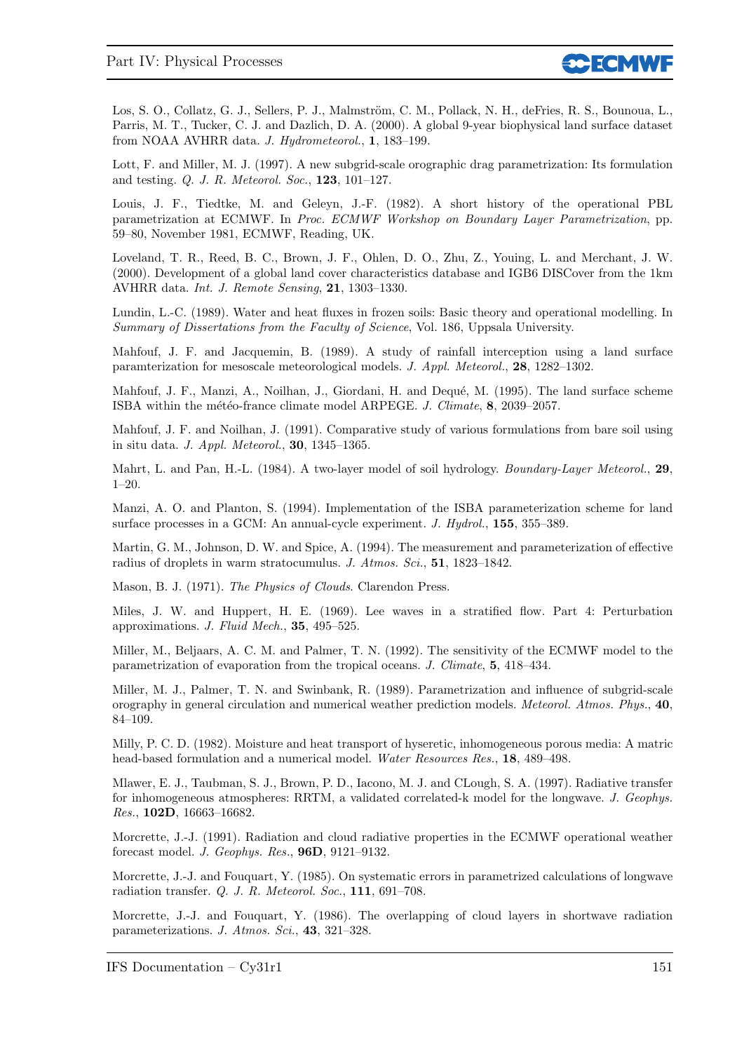Los, S. O., Collatz, G. J., Sellers, P. J., Malmström, C. M., Pollack, N. H., deFries, R. S., Bounoua, L., Parris, M. T., Tucker, C. J. and Dazlich, D. A. (2000). A global 9-year biophysical land surface dataset from NOAA AVHRR data. *J. Hydrometeorol.*, **1**, 183–199.

Lott, F. and Miller, M. J. (1997). A new subgrid-scale orographic drag parametrization: Its formulation and testing. *Q. J. R. Meteorol. Soc.*, **123**, 101–127.

Louis, J. F., Tiedtke, M. and Geleyn, J.-F. (1982). A short history of the operational PBL parametrization at ECMWF. In *Proc. ECMWF Workshop on Boundary Layer Parametrization*, pp. 59–80, November 1981, ECMWF, Reading, UK.

Loveland, T. R., Reed, B. C., Brown, J. F., Ohlen, D. O., Zhu, Z., Youing, L. and Merchant, J. W. (2000). Development of a global land cover characteristics database and IGB6 DISCover from the 1km AVHRR data. *Int. J. Remote Sensing*, **21**, 1303–1330.

Lundin, L.-C. (1989). Water and heat fluxes in frozen soils: Basic theory and operational modelling. In *Summary of Dissertations from the Faculty of Science*, Vol. 186, Uppsala University.

Mahfouf, J. F. and Jacquemin, B. (1989). A study of rainfall interception using a land surface paramterization for mesoscale meteorological models. *J. Appl. Meteorol.*, **28**, 1282–1302.

Mahfouf, J. F., Manzi, A., Noilhan, J., Giordani, H. and Dequé, M. (1995). The land surface scheme ISBA within the météo-france climate model ARPEGE. *J. Climate*, **8**, 2039–2057.

Mahfouf, J. F. and Noilhan, J. (1991). Comparative study of various formulations from bare soil using in situ data. *J. Appl. Meteorol.*, **30**, 1345–1365.

Mahrt, L. and Pan, H.-L. (1984). A two-layer model of soil hydrology. *Boundary-Layer Meteorol.*, **29**, 1–20.

Manzi, A. O. and Planton, S. (1994). Implementation of the ISBA parameterization scheme for land surface processes in a GCM: An annual-cycle experiment. *J. Hydrol.*, **155**, 355–389.

Martin, G. M., Johnson, D. W. and Spice, A. (1994). The measurement and parameterization of effective radius of droplets in warm stratocumulus. *J. Atmos. Sci.*, **51**, 1823–1842.

Mason, B. J. (1971). *The Physics of Clouds*. Clarendon Press.

Miles, J. W. and Huppert, H. E. (1969). Lee waves in a stratified flow. Part 4: Perturbation approximations. *J. Fluid Mech.*, **35**, 495–525.

Miller, M., Beljaars, A. C. M. and Palmer, T. N. (1992). The sensitivity of the ECMWF model to the parametrization of evaporation from the tropical oceans. *J. Climate*, **5**, 418–434.

Miller, M. J., Palmer, T. N. and Swinbank, R. (1989). Parametrization and influence of subgrid-scale orography in general circulation and numerical weather prediction models. *Meteorol. Atmos. Phys.*, **40**, 84–109.

Milly, P. C. D. (1982). Moisture and heat transport of hyseretic, inhomogeneous porous media: A matric head-based formulation and a numerical model. *Water Resources Res.*, **18**, 489–498.

Mlawer, E. J., Taubman, S. J., Brown, P. D., Iacono, M. J. and CLough, S. A. (1997). Radiative transfer for inhomogeneous atmospheres: RRTM, a validated correlated-k model for the longwave. *J. Geophys. Res.*, **102D**, 16663–16682.

Morcrette, J.-J. (1991). Radiation and cloud radiative properties in the ECMWF operational weather forecast model. *J. Geophys. Res.*, **96D**, 9121–9132.

Morcrette, J.-J. and Fouquart, Y. (1985). On systematic errors in parametrized calculations of longwave radiation transfer. *Q. J. R. Meteorol. Soc.*, **111**, 691–708.

Morcrette, J.-J. and Fouquart, Y. (1986). The overlapping of cloud layers in shortwave radiation parameterizations. *J. Atmos. Sci.*, **43**, 321–328.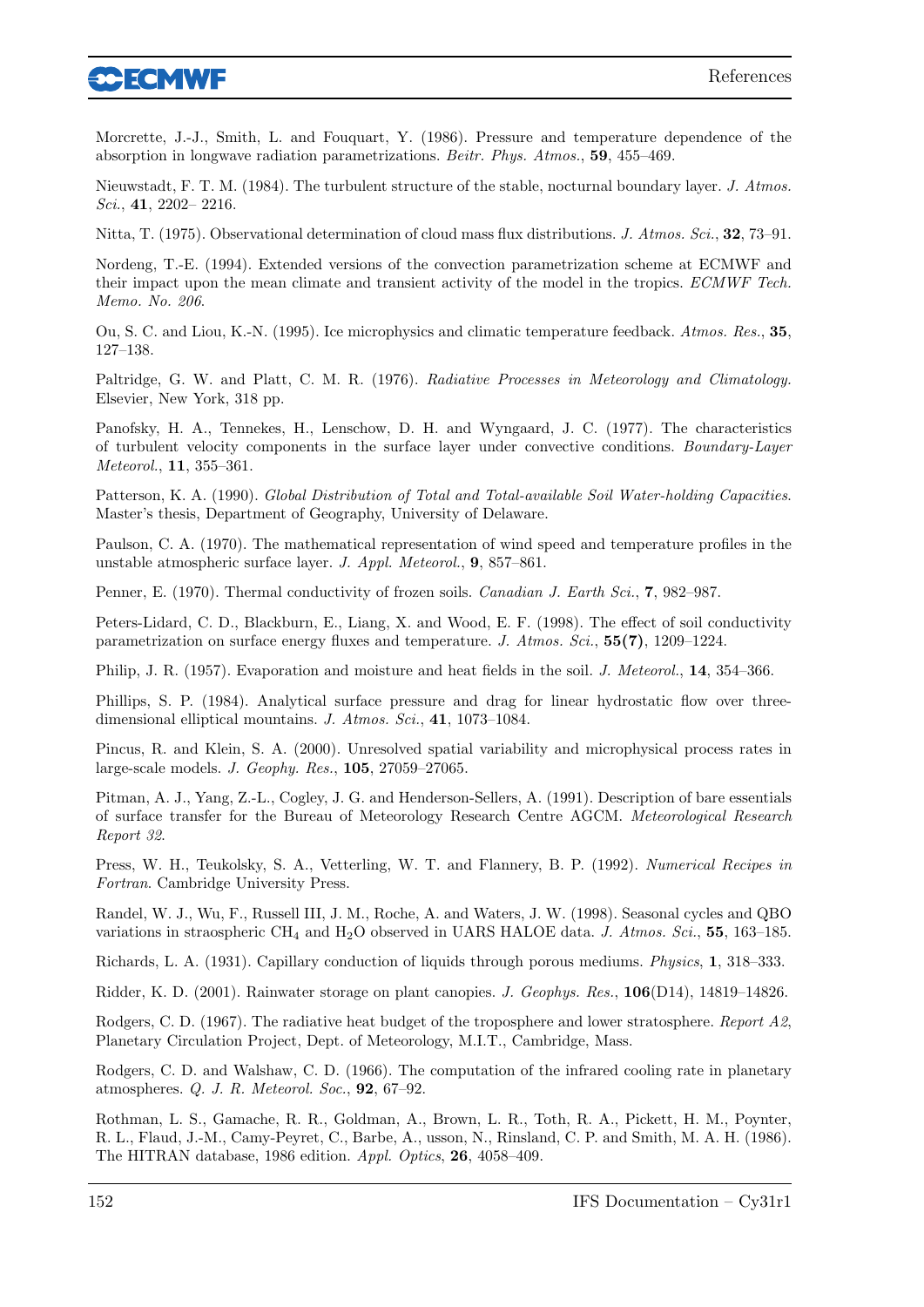Morcrette, J.-J., Smith, L. and Fouquart, Y. (1986). Pressure and temperature dependence of the absorption in longwave radiation parametrizations. *Beitr. Phys. Atmos.*, **59**, 455–469.

Nieuwstadt, F. T. M. (1984). The turbulent structure of the stable, nocturnal boundary layer. *J. Atmos. Sci.*, **41**, 2202– 2216.

Nitta, T. (1975). Observational determination of cloud mass flux distributions. *J. Atmos. Sci.*, **32**, 73–91.

Nordeng, T.-E. (1994). Extended versions of the convection parametrization scheme at ECMWF and their impact upon the mean climate and transient activity of the model in the tropics. *ECMWF Tech. Memo. No. 206*.

Ou, S. C. and Liou, K.-N. (1995). Ice microphysics and climatic temperature feedback. *Atmos. Res.*, **35**, 127–138.

Paltridge, G. W. and Platt, C. M. R. (1976). *Radiative Processes in Meteorology and Climatology.* Elsevier, New York, 318 pp.

Panofsky, H. A., Tennekes, H., Lenschow, D. H. and Wyngaard, J. C. (1977). The characteristics of turbulent velocity components in the surface layer under convective conditions. *Boundary-Layer Meteorol.*, **11**, 355–361.

Patterson, K. A. (1990). *Global Distribution of Total and Total-available Soil Water-holding Capacities*. Master's thesis, Department of Geography, University of Delaware.

Paulson, C. A. (1970). The mathematical representation of wind speed and temperature profiles in the unstable atmospheric surface layer. *J. Appl. Meteorol.*, **9**, 857–861.

Penner, E. (1970). Thermal conductivity of frozen soils. *Canadian J. Earth Sci.*, **7**, 982–987.

Peters-Lidard, C. D., Blackburn, E., Liang, X. and Wood, E. F. (1998). The effect of soil conductivity parametrization on surface energy fluxes and temperature. *J. Atmos. Sci.*, **55(7)**, 1209–1224.

Philip, J. R. (1957). Evaporation and moisture and heat fields in the soil. *J. Meteorol.*, **14**, 354–366.

Phillips, S. P. (1984). Analytical surface pressure and drag for linear hydrostatic flow over three-dimensional elliptical mountains. *J. Atmos. Sci.*, **41**, 1073–1084.

Pincus, R. and Klein, S. A. (2000). Unresolved spatial variability and microphysical process rates in large-scale models. *J. Geophy. Res.*, **105**, 27059–27065.

Pitman, A. J., Yang, Z.-L., Cogley, J. G. and Henderson-Sellers, A. (1991). Description of bare essentials of surface transfer for the Bureau of Meteorology Research Centre AGCM. *Meteorological Research Report 32*.

Press, W. H., Teukolsky, S. A., Vetterling, W. T. and Flannery, B. P. (1992). *Numerical Recipes in Fortran*. Cambridge University Press.

Randel, W. J., Wu, F., Russell III, J. M., Roche, A. and Waters, J. W. (1998). Seasonal cycles and QBO variations in straospheric $CH_4$ and $H_2O$ observed in UARS HALOE data. *J. Atmos. Sci.*, **55**, 163–185.

Richards, L. A. (1931). Capillary conduction of liquids through porous mediums. *Physics*, **1**, 318–333.

Ridder, K. D. (2001). Rainwater storage on plant canopies. *J. Geophys. Res.*, **106**(D14), 14819–14826.

Rodgers, C. D. (1967). The radiative heat budget of the troposphere and lower stratosphere. *Report A2*, Planetary Circulation Project, Dept. of Meteorology, M.I.T., Cambridge, Mass.

Rodgers, C. D. and Walshaw, C. D. (1966). The computation of the infrared cooling rate in planetary atmospheres. *Q. J. R. Meteorol. Soc.*, **92**, 67–92.

Rothman, L. S., Gamache, R. R., Goldman, A., Brown, L. R., Toth, R. A., Pickett, H. M., Poynter, R. L., Flaud, J.-M., Camy-Peyret, C., Barbe, A., usson, N., Rinsland, C. P. and Smith, M. A. H. (1986). The HITRAN database, 1986 edition. *Appl. Optics*, **26**, 4058–409.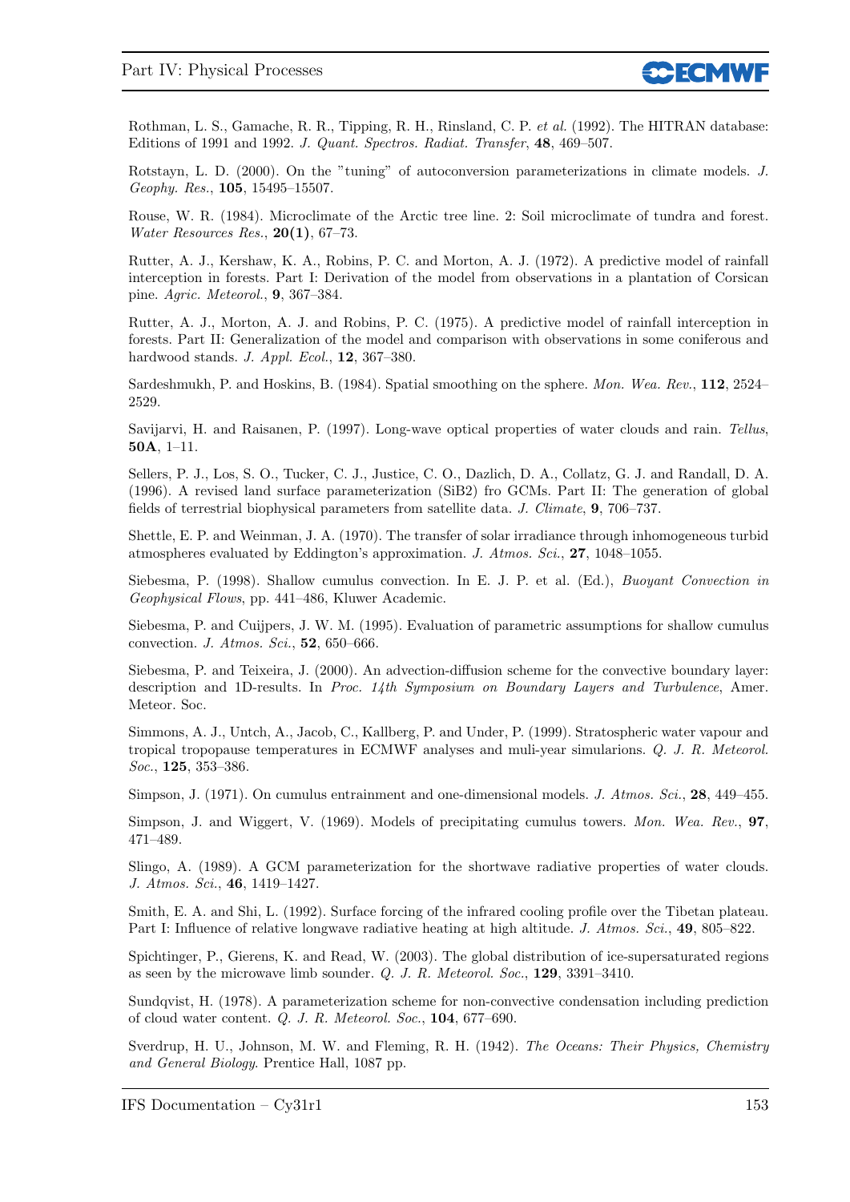Rothman, L. S., Gamache, R. R., Tipping, R. H., Rinsland, C. P. *et al.* (1992). The HITRAN database: Editions of 1991 and 1992. *J. Quant. Spectros. Radiat. Transfer*, **48**, 469–507.

Rotstayn, L. D. (2000). On the "tuning" of autoconversion parameterizations in climate models. *J. Geophy. Res.*, **105**, 15495–15507.

Rouse, W. R. (1984). Microclimate of the Arctic tree line. 2: Soil microclimate of tundra and forest. *Water Resources Res.*, **20(1)**, 67–73.

Rutter, A. J., Kershaw, K. A., Robins, P. C. and Morton, A. J. (1972). A predictive model of rainfall interception in forests. Part I: Derivation of the model from observations in a plantation of Corsican pine. *Agric. Meteorol.*, **9**, 367–384.

Rutter, A. J., Morton, A. J. and Robins, P. C. (1975). A predictive model of rainfall interception in forests. Part II: Generalization of the model and comparison with observations in some coniferous and hardwood stands. *J. Appl. Ecol.*, **12**, 367–380.

Sardeshmukh, P. and Hoskins, B. (1984). Spatial smoothing on the sphere. *Mon. Wea. Rev.*, **112**, 2524–2529.

Savijarvi, H. and Raisanen, P. (1997). Long-wave optical properties of water clouds and rain. *Tellus*, **50A**, 1–11.

Sellers, P. J., Los, S. O., Tucker, C. J., Justice, C. O., Dazlich, D. A., Collatz, G. J. and Randall, D. A. (1996). A revised land surface parameterization (SiB2) fro GCMs. Part II: The generation of global fields of terrestrial biophysical parameters from satellite data. *J. Climate*, **9**, 706–737.

Shettle, E. P. and Weinman, J. A. (1970). The transfer of solar irradiance through inhomogeneous turbid atmospheres evaluated by Eddington's approximation. *J. Atmos. Sci.*, **27**, 1048–1055.

Siebesma, P. (1998). Shallow cumulus convection. In E. J. P. et al. (Ed.), *Buoyant Convection in Geophysical Flows*, pp. 441–486, Kluwer Academic.

Siebesma, P. and Cuijpers, J. W. M. (1995). Evaluation of parametric assumptions for shallow cumulus convection. *J. Atmos. Sci.*, **52**, 650–666.

Siebesma, P. and Teixeira, J. (2000). An advection-diffusion scheme for the convective boundary layer: description and 1D-results. In *Proc. 14th Symposium on Boundary Layers and Turbulence*, Amer. Meteor. Soc.

Simmons, A. J., Untch, A., Jacob, C., Kallberg, P. and Under, P. (1999). Stratospheric water vapour and tropical tropopause temperatures in ECMWF analyses and muli-year simularions. *Q. J. R. Meteorol. Soc.*, **125**, 353–386.

Simpson, J. (1971). On cumulus entrainment and one-dimensional models. *J. Atmos. Sci.*, **28**, 449–455.

Simpson, J. and Wiggert, V. (1969). Models of precipitating cumulus towers. *Mon. Wea. Rev.*, **97**, 471–489.

Slingo, A. (1989). A GCM parameterization for the shortwave radiative properties of water clouds. *J. Atmos. Sci.*, **46**, 1419–1427.

Smith, E. A. and Shi, L. (1992). Surface forcing of the infrared cooling profile over the Tibetan plateau. Part I: Influence of relative longwave radiative heating at high altitude. *J. Atmos. Sci.*, **49**, 805–822.

Spichtinger, P., Gierens, K. and Read, W. (2003). The global distribution of ice-supersaturated regions as seen by the microwave limb sounder. *Q. J. R. Meteorol. Soc.*, **129**, 3391–3410.

Sundqvist, H. (1978). A parameterization scheme for non-convective condensation including prediction of cloud water content. *Q. J. R. Meteorol. Soc.*, **104**, 677–690.

Sverdrup, H. U., Johnson, M. W. and Fleming, R. H. (1942). *The Oceans: Their Physics, Chemistry and General Biology*. Prentice Hall, 1087 pp.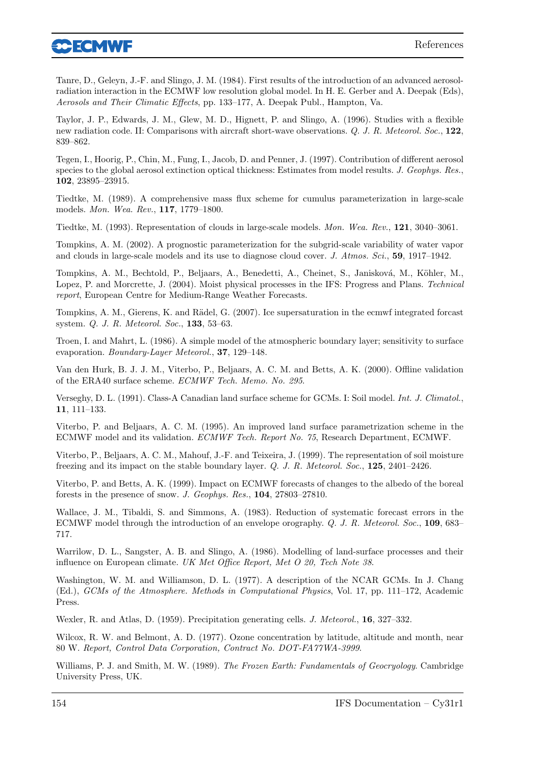Tanre, D., Geleyn, J.-F. and Slingo, J. M. (1984). First results of the introduction of an advanced aerosol-radiation interaction in the ECMWF low resolution global model. In H. E. Gerber and A. Deepak (Eds), *Aerosols and Their Climatic Effects*, pp. 133–177, A. Deepak Publ., Hampton, Va.

Taylor, J. P., Edwards, J. M., Glew, M. D., Hignett, P. and Slingo, A. (1996). Studies with a flexible new radiation code. II: Comparisons with aircraft short-wave observations. *Q. J. R. Meteorol. Soc.*, **122**, 839–862.

Tegen, I., Hoorig, P., Chin, M., Fung, I., Jacob, D. and Penner, J. (1997). Contribution of different aerosol species to the global aerosol extinction optical thickness: Estimates from model results. *J. Geophys. Res.*, **102**, 23895–23915.

Tiedtke, M. (1989). A comprehensive mass flux scheme for cumulus parameterization in large-scale models. *Mon. Wea. Rev.*, **117**, 1779–1800.

Tiedtke, M. (1993). Representation of clouds in large-scale models. *Mon. Wea. Rev.*, **121**, 3040–3061.

Tompkins, A. M. (2002). A prognostic parameterization for the subgrid-scale variability of water vapor and clouds in large-scale models and its use to diagnose cloud cover. *J. Atmos. Sci.*, **59**, 1917–1942.

Tompkins, A. M., Bechtold, P., Beljaars, A., Benedetti, A., Cheinet, S., Janisková, M., Köhler, M., Lopez, P. and Morcrette, J. (2004). Moist physical processes in the IFS: Progress and Plans. *Technical report*, European Centre for Medium-Range Weather Forecasts.

Tompkins, A. M., Gierens, K. and Rädel, G. (2007). Ice supersaturation in the ecmwf integrated forcast system. *Q. J. R. Meteorol. Soc.*, **133**, 53–63.

Troen, I. and Mahrt, L. (1986). A simple model of the atmospheric boundary layer; sensitivity to surface evaporation. *Boundary-Layer Meteorol.*, **37**, 129–148.

Van den Hurk, B. J. J. M., Viterbo, P., Beljaars, A. C. M. and Betts, A. K. (2000). Offline validation of the ERA40 surface scheme. *ECMWF Tech. Memo. No. 295*.

Verseghy, D. L. (1991). Class-A Canadian land surface scheme for GCMs. I: Soil model. *Int. J. Climatol.*, **11**, 111–133.

Viterbo, P. and Beljaars, A. C. M. (1995). An improved land surface parametrization scheme in the ECMWF model and its validation. *ECMWF Tech. Report No. 75*, Research Department, ECMWF.

Viterbo, P., Beljaars, A. C. M., Mahouf, J.-F. and Teixeira, J. (1999). The representation of soil moisture freezing and its impact on the stable boundary layer. *Q. J. R. Meteorol. Soc.*, **125**, 2401–2426.

Viterbo, P. and Betts, A. K. (1999). Impact on ECMWF forecasts of changes to the albedo of the boreal forests in the presence of snow. *J. Geophys. Res.*, **104**, 27803–27810.

Wallace, J. M., Tibaldi, S. and Simmons, A. (1983). Reduction of systematic forecast errors in the ECMWF model through the introduction of an envelope orography. *Q. J. R. Meteorol. Soc.*, **109**, 683–717.

Warrilow, D. L., Sangster, A. B. and Slingo, A. (1986). Modelling of land-surface processes and their influence on European climate. *UK Met Office Report, Met O 20, Tech Note 38*.

Washington, W. M. and Williamson, D. L. (1977). A description of the NCAR GCMs. In J. Chang (Ed.), *GCMs of the Atmosphere. Methods in Computational Physics*, Vol. 17, pp. 111–172, Academic Press.

Wexler, R. and Atlas, D. (1959). Precipitation generating cells. *J. Meteorol.*, **16**, 327–332.

Wilcox, R. W. and Belmont, A. D. (1977). Ozone concentration by latitude, altitude and month, near 80 W. *Report, Control Data Corporation, Contract No. DOT-FA77WA-3999*.

Williams, P. J. and Smith, M. W. (1989). *The Frozen Earth: Fundamentals of Geocryology*. Cambridge University Press, UK.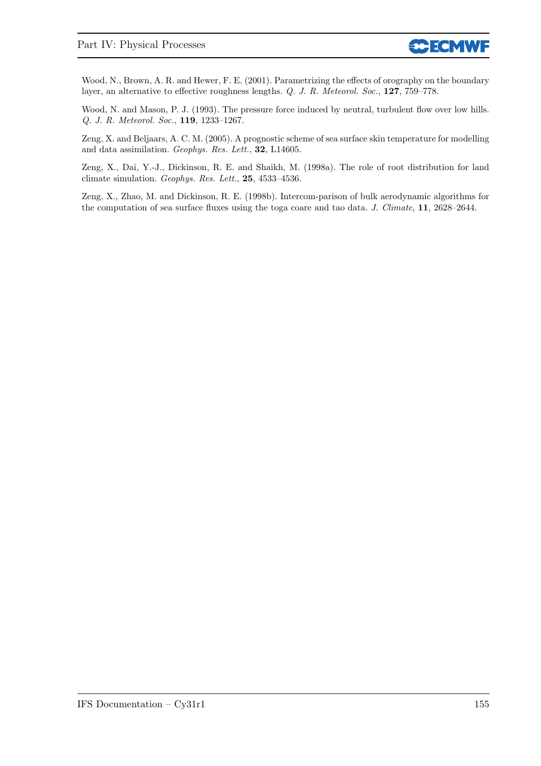Wood, N., Brown, A. R. and Hewer, F. E. (2001). Parametrizing the effects of orography on the boundary layer, an alternative to effective roughness lengths. *Q. J. R. Meteorol. Soc.*, **127**, 759–778.

Wood, N. and Mason, P. J. (1993). The pressure force induced by neutral, turbulent flow over low hills. *Q. J. R. Meteorol. Soc.*, **119**, 1233–1267.

Zeng, X. and Beljaars, A. C. M. (2005). A prognostic scheme of sea surface skin temperature for modelling and data assimilation. *Geophys. Res. Lett.*, **32**, L14605.

Zeng, X., Dai, Y.-J., Dickinson, R. E. and Shaikh, M. (1998a). The role of root distribution for land climate simulation. *Geophys. Res. Lett.*, **25**, 4533–4536.

Zeng, X., Zhao, M. and Dickinson, R. E. (1998b). Intercom-parison of bulk aerodynamic algorithms for the computation of sea surface fluxes using the toga coare and tao data. *J. Climate*, **11**, 2628–2644.